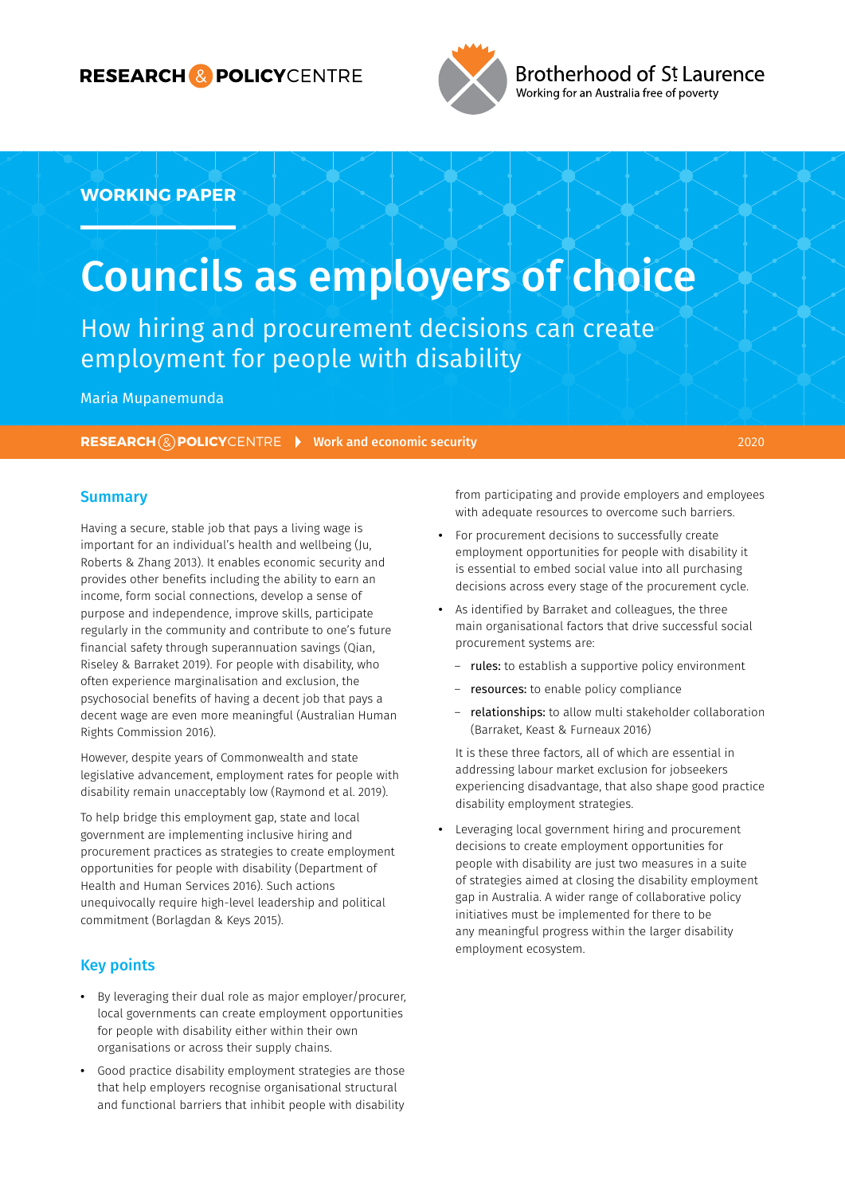RESEARCH & POLICY CENTRE

Brotherhood of St Laurence
Working for an Australia free of poverty

WORKING PAPER

# Councils as employers of choice

## How hiring and procurement decisions can create employment for people with disability

Maria Mupanemunda

RESEARCH & POLICY CENTRE ▸ Work and economic security 2020

## Summary

Having a secure, stable job that pays a living wage is important for an individual's health and wellbeing (Ju, Roberts & Zhang 2013). It enables economic security and provides other benefits including the ability to earn an income, form social connections, develop a sense of purpose and independence, improve skills, participate regularly in the community and contribute to one's future financial safety through superannuation savings (Qian, Riseley & Barraket 2019). For people with disability, who often experience marginalisation and exclusion, the psychosocial benefits of having a decent job that pays a decent wage are even more meaningful (Australian Human Rights Commission 2016).

However, despite years of Commonwealth and state legislative advancement, employment rates for people with disability remain unacceptably low (Raymond et al. 2019).

To help bridge this employment gap, state and local government are implementing inclusive hiring and procurement practices as strategies to create employment opportunities for people with disability (Department of Health and Human Services 2016). Such actions unequivocally require high-level leadership and political commitment (Borlagdan & Keys 2015).

## Key points

- By leveraging their dual role as major employer/procurer, local governments can create employment opportunities for people with disability either within their own organisations or across their supply chains.
- Good practice disability employment strategies are those that help employers recognise organisational structural and functional barriers that inhibit people with disability from participating and provide employers and employees with adequate resources to overcome such barriers.
- For procurement decisions to successfully create employment opportunities for people with disability it is essential to embed social value into all purchasing decisions across every stage of the procurement cycle.
- As identified by Barraket and colleagues, the three main organisational factors that drive successful social procurement systems are:
  - **rules:** to establish a supportive policy environment
  - **resources:** to enable policy compliance
  - **relationships:** to allow multi stakeholder collaboration (Barraket, Keast & Furneaux 2016)

  It is these three factors, all of which are essential in addressing labour market exclusion for jobseekers experiencing disadvantage, that also shape good practice disability employment strategies.
- Leveraging local government hiring and procurement decisions to create employment opportunities for people with disability are just two measures in a suite of strategies aimed at closing the disability employment gap in Australia. A wider range of collaborative policy initiatives must be implemented for there to be any meaningful progress within the larger disability employment ecosystem.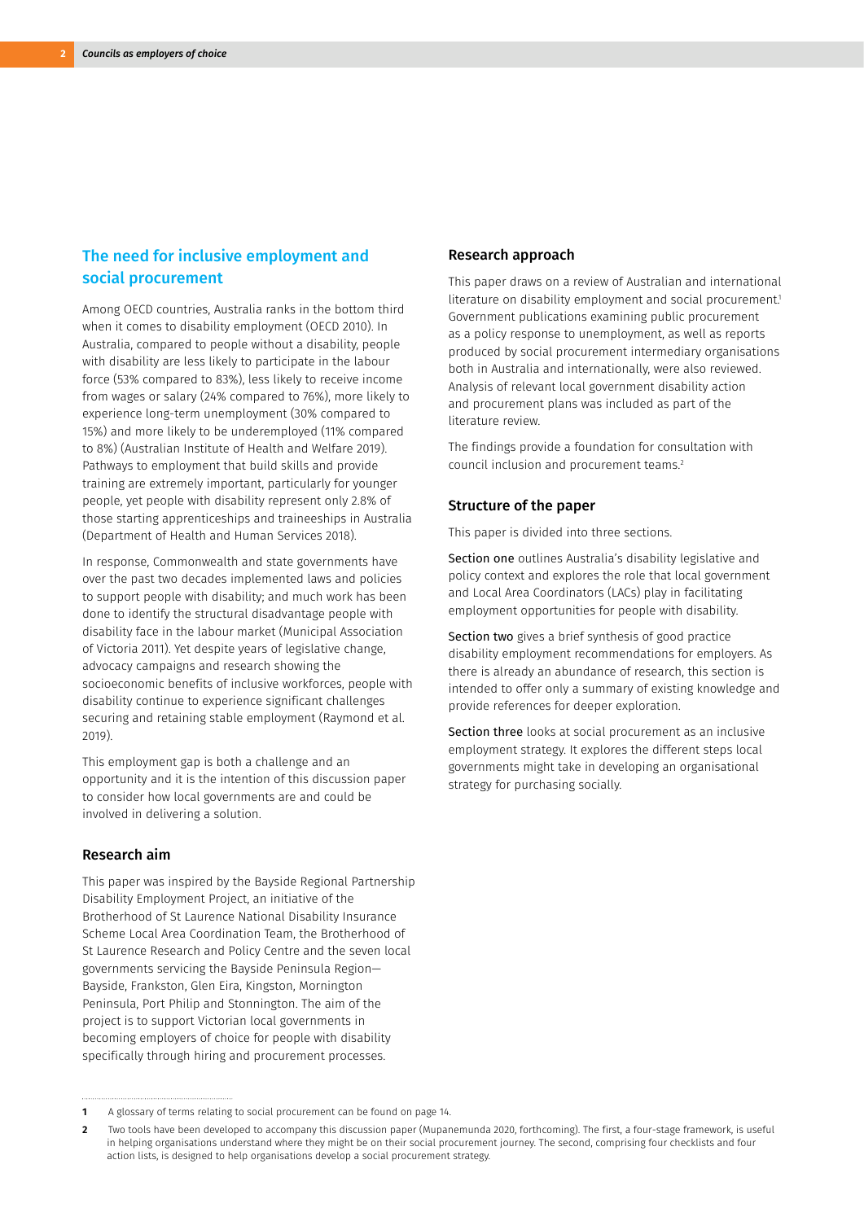## The need for inclusive employment and social procurement

Among OECD countries, Australia ranks in the bottom third when it comes to disability employment (OECD 2010). In Australia, compared to people without a disability, people with disability are less likely to participate in the labour force (53% compared to 83%), less likely to receive income from wages or salary (24% compared to 76%), more likely to experience long-term unemployment (30% compared to 15%) and more likely to be underemployed (11% compared to 8%) (Australian Institute of Health and Welfare 2019). Pathways to employment that build skills and provide training are extremely important, particularly for younger people, yet people with disability represent only 2.8% of those starting apprenticeships and traineeships in Australia (Department of Health and Human Services 2018).

In response, Commonwealth and state governments have over the past two decades implemented laws and policies to support people with disability; and much work has been done to identify the structural disadvantage people with disability face in the labour market (Municipal Association of Victoria 2011). Yet despite years of legislative change, advocacy campaigns and research showing the socioeconomic benefits of inclusive workforces, people with disability continue to experience significant challenges securing and retaining stable employment (Raymond et al. 2019).

This employment gap is both a challenge and an opportunity and it is the intention of this discussion paper to consider how local governments are and could be involved in delivering a solution.

### Research aim

This paper was inspired by the Bayside Regional Partnership Disability Employment Project, an initiative of the Brotherhood of St Laurence National Disability Insurance Scheme Local Area Coordination Team, the Brotherhood of St Laurence Research and Policy Centre and the seven local governments servicing the Bayside Peninsula Region—Bayside, Frankston, Glen Eira, Kingston, Mornington Peninsula, Port Philip and Stonnington. The aim of the project is to support Victorian local governments in becoming employers of choice for people with disability specifically through hiring and procurement processes.

### Research approach

This paper draws on a review of Australian and international literature on disability employment and social procurement.[1] Government publications examining public procurement as a policy response to unemployment, as well as reports produced by social procurement intermediary organisations both in Australia and internationally, were also reviewed. Analysis of relevant local government disability action and procurement plans was included as part of the literature review.

The findings provide a foundation for consultation with council inclusion and procurement teams.[2]

### Structure of the paper

This paper is divided into three sections.

Section one outlines Australia's disability legislative and policy context and explores the role that local government and Local Area Coordinators (LACs) play in facilitating employment opportunities for people with disability.

Section two gives a brief synthesis of good practice disability employment recommendations for employers. As there is already an abundance of research, this section is intended to offer only a summary of existing knowledge and provide references for deeper exploration.

Section three looks at social procurement as an inclusive employment strategy. It explores the different steps local governments might take in developing an organisational strategy for purchasing socially.

---

1 A glossary of terms relating to social procurement can be found on page 14.

2 Two tools have been developed to accompany this discussion paper (Mupanemunda 2020, forthcoming). The first, a four-stage framework, is useful in helping organisations understand where they might be on their social procurement journey. The second, comprising four checklists and four action lists, is designed to help organisations develop a social procurement strategy.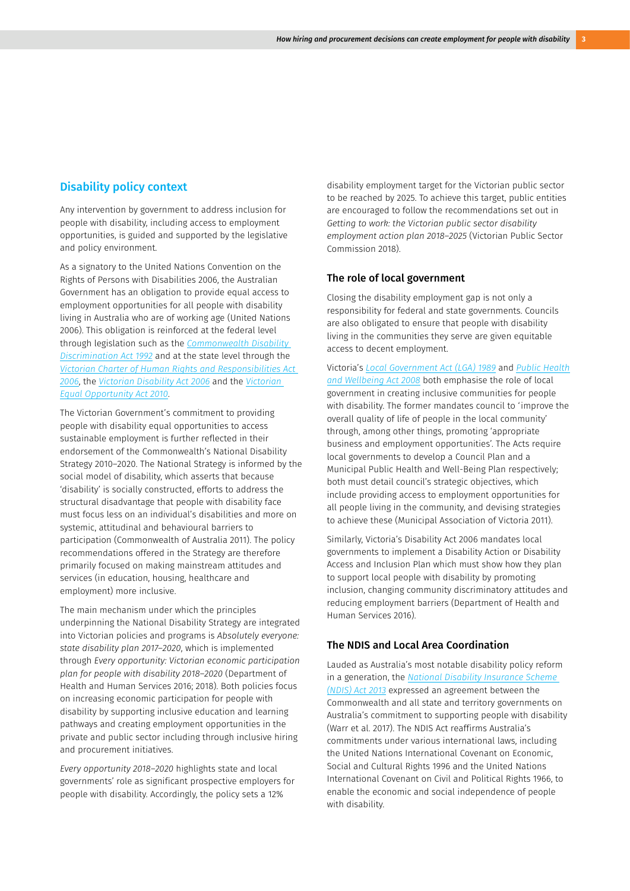## Disability policy context

Any intervention by government to address inclusion for people with disability, including access to employment opportunities, is guided and supported by the legislative and policy environment.

As a signatory to the United Nations Convention on the Rights of Persons with Disabilities 2006, the Australian Government has an obligation to provide equal access to employment opportunities for all people with disability living in Australia who are of working age (United Nations 2006). This obligation is reinforced at the federal level through legislation such as the *Commonwealth Disability Discrimination Act 1992* and at the state level through the *Victorian Charter of Human Rights and Responsibilities Act 2006*, the *Victorian Disability Act 2006* and the *Victorian Equal Opportunity Act 2010*.

The Victorian Government's commitment to providing people with disability equal opportunities to access sustainable employment is further reflected in their endorsement of the Commonwealth's National Disability Strategy 2010–2020. The National Strategy is informed by the social model of disability, which asserts that because 'disability' is socially constructed, efforts to address the structural disadvantage that people with disability face must focus less on an individual's disabilities and more on systemic, attitudinal and behavioural barriers to participation (Commonwealth of Australia 2011). The policy recommendations offered in the Strategy are therefore primarily focused on making mainstream attitudes and services (in education, housing, healthcare and employment) more inclusive.

The main mechanism under which the principles underpinning the National Disability Strategy are integrated into Victorian policies and programs is *Absolutely everyone: state disability plan 2017–2020*, which is implemented through *Every opportunity: Victorian economic participation plan for people with disability 2018–2020* (Department of Health and Human Services 2016; 2018). Both policies focus on increasing economic participation for people with disability by supporting inclusive education and learning pathways and creating employment opportunities in the private and public sector including through inclusive hiring and procurement initiatives.

*Every opportunity 2018–2020* highlights state and local governments' role as significant prospective employers for people with disability. Accordingly, the policy sets a 12% disability employment target for the Victorian public sector to be reached by 2025. To achieve this target, public entities are encouraged to follow the recommendations set out in *Getting to work: the Victorian public sector disability employment action plan 2018–2025* (Victorian Public Sector Commission 2018).

### The role of local government

Closing the disability employment gap is not only a responsibility for federal and state governments. Councils are also obligated to ensure that people with disability living in the communities they serve are given equitable access to decent employment.

Victoria's *Local Government Act (LGA) 1989* and *Public Health and Wellbeing Act 2008* both emphasise the role of local government in creating inclusive communities for people with disability. The former mandates council to 'improve the overall quality of life of people in the local community' through, among other things, promoting 'appropriate business and employment opportunities'. The Acts require local governments to develop a Council Plan and a Municipal Public Health and Well-Being Plan respectively; both must detail council's strategic objectives, which include providing access to employment opportunities for all people living in the community, and devising strategies to achieve these (Municipal Association of Victoria 2011).

Similarly, Victoria's Disability Act 2006 mandates local governments to implement a Disability Action or Disability Access and Inclusion Plan which must show how they plan to support local people with disability by promoting inclusion, changing community discriminatory attitudes and reducing employment barriers (Department of Health and Human Services 2016).

### The NDIS and Local Area Coordination

Lauded as Australia's most notable disability policy reform in a generation, the *National Disability Insurance Scheme (NDIS) Act 2013* expressed an agreement between the Commonwealth and all state and territory governments on Australia's commitment to supporting people with disability (Warr et al. 2017). The NDIS Act reaffirms Australia's commitments under various international laws, including the United Nations International Covenant on Economic, Social and Cultural Rights 1996 and the United Nations International Covenant on Civil and Political Rights 1966, to enable the economic and social independence of people with disability.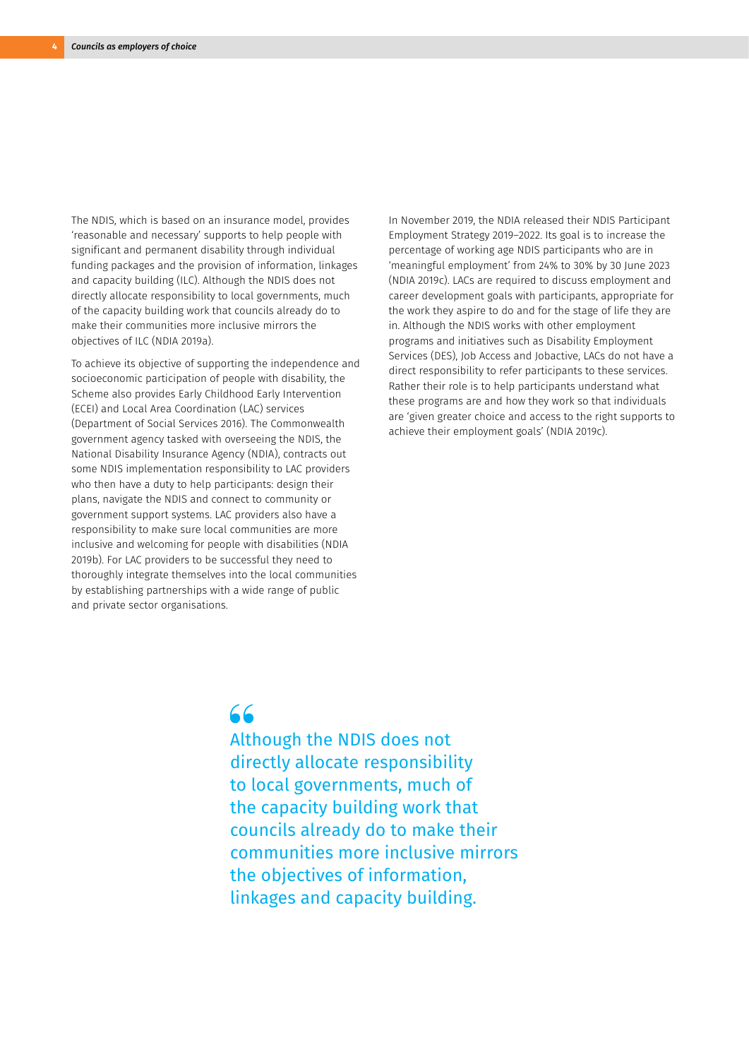The NDIS, which is based on an insurance model, provides 'reasonable and necessary' supports to help people with significant and permanent disability through individual funding packages and the provision of information, linkages and capacity building (ILC). Although the NDIS does not directly allocate responsibility to local governments, much of the capacity building work that councils already do to make their communities more inclusive mirrors the objectives of ILC (NDIA 2019a).

To achieve its objective of supporting the independence and socioeconomic participation of people with disability, the Scheme also provides Early Childhood Early Intervention (ECEI) and Local Area Coordination (LAC) services (Department of Social Services 2016). The Commonwealth government agency tasked with overseeing the NDIS, the National Disability Insurance Agency (NDIA), contracts out some NDIS implementation responsibility to LAC providers who then have a duty to help participants: design their plans, navigate the NDIS and connect to community or government support systems. LAC providers also have a responsibility to make sure local communities are more inclusive and welcoming for people with disabilities (NDIA 2019b). For LAC providers to be successful they need to thoroughly integrate themselves into the local communities by establishing partnerships with a wide range of public and private sector organisations.

In November 2019, the NDIA released their NDIS Participant Employment Strategy 2019–2022. Its goal is to increase the percentage of working age NDIS participants who are in 'meaningful employment' from 24% to 30% by 30 June 2023 (NDIA 2019c). LACs are required to discuss employment and career development goals with participants, appropriate for the work they aspire to do and for the stage of life they are in. Although the NDIS works with other employment programs and initiatives such as Disability Employment Services (DES), Job Access and Jobactive, LACs do not have a direct responsibility to refer participants to these services. Rather their role is to help participants understand what these programs are and how they work so that individuals are 'given greater choice and access to the right supports to achieve their employment goals' (NDIA 2019c).

> Although the NDIS does not directly allocate responsibility to local governments, much of the capacity building work that councils already do to make their communities more inclusive mirrors the objectives of information, linkages and capacity building.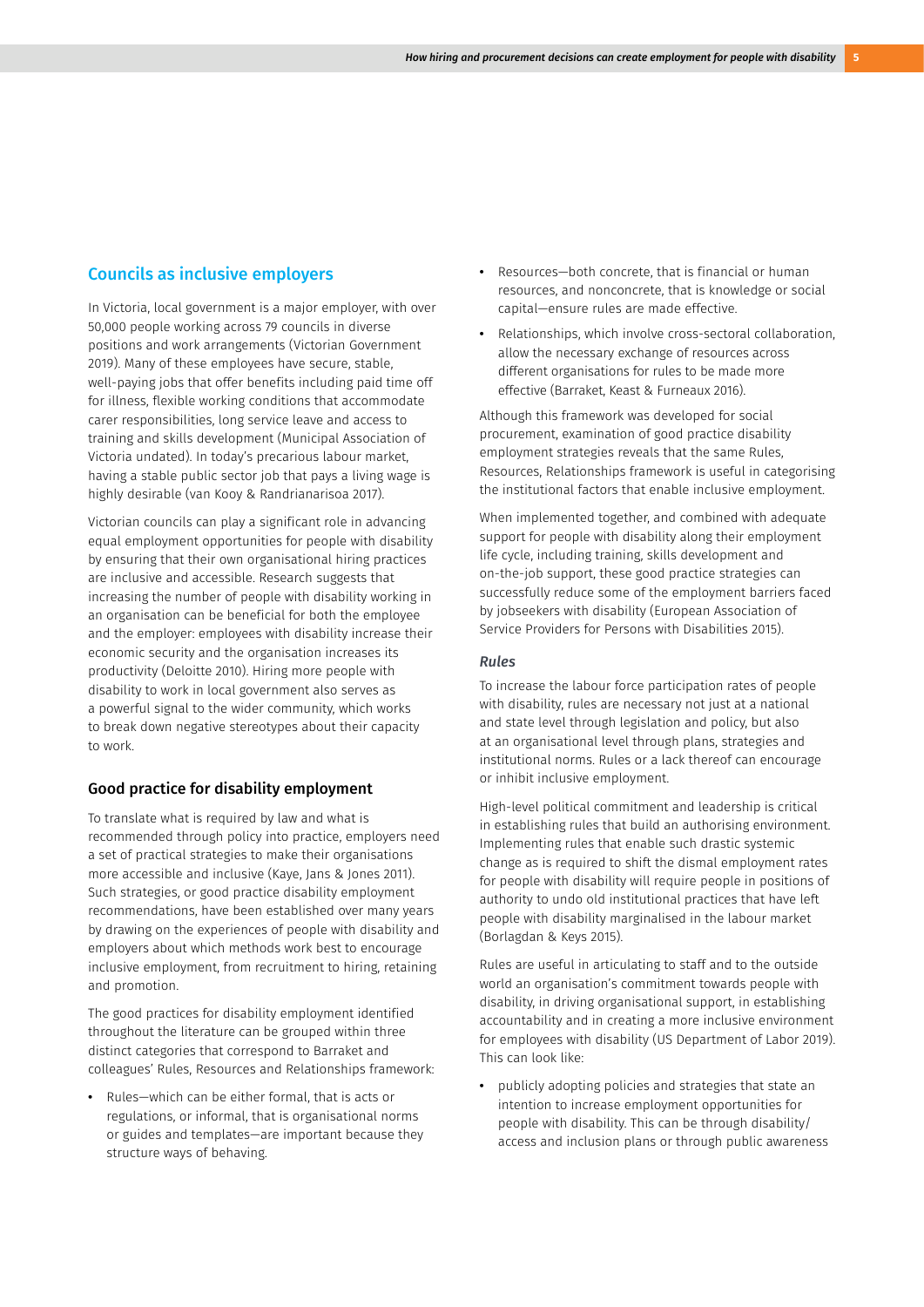## Councils as inclusive employers

In Victoria, local government is a major employer, with over 50,000 people working across 79 councils in diverse positions and work arrangements (Victorian Government 2019). Many of these employees have secure, stable, well-paying jobs that offer benefits including paid time off for illness, flexible working conditions that accommodate carer responsibilities, long service leave and access to training and skills development (Municipal Association of Victoria undated). In today's precarious labour market, having a stable public sector job that pays a living wage is highly desirable (van Kooy & Randrianarisoa 2017).

Victorian councils can play a significant role in advancing equal employment opportunities for people with disability by ensuring that their own organisational hiring practices are inclusive and accessible. Research suggests that increasing the number of people with disability working in an organisation can be beneficial for both the employee and the employer: employees with disability increase their economic security and the organisation increases its productivity (Deloitte 2010). Hiring more people with disability to work in local government also serves as a powerful signal to the wider community, which works to break down negative stereotypes about their capacity to work.

### Good practice for disability employment

To translate what is required by law and what is recommended through policy into practice, employers need a set of practical strategies to make their organisations more accessible and inclusive (Kaye, Jans & Jones 2011). Such strategies, or good practice disability employment recommendations, have been established over many years by drawing on the experiences of people with disability and employers about which methods work best to encourage inclusive employment, from recruitment to hiring, retaining and promotion.

The good practices for disability employment identified throughout the literature can be grouped within three distinct categories that correspond to Barraket and colleagues' Rules, Resources and Relationships framework:

- Rules—which can be either formal, that is acts or regulations, or informal, that is organisational norms or guides and templates—are important because they structure ways of behaving.
- Resources—both concrete, that is financial or human resources, and nonconcrete, that is knowledge or social capital—ensure rules are made effective.
- Relationships, which involve cross-sectoral collaboration, allow the necessary exchange of resources across different organisations for rules to be made more effective (Barraket, Keast & Furneaux 2016).

Although this framework was developed for social procurement, examination of good practice disability employment strategies reveals that the same Rules, Resources, Relationships framework is useful in categorising the institutional factors that enable inclusive employment.

When implemented together, and combined with adequate support for people with disability along their employment life cycle, including training, skills development and on-the-job support, these good practice strategies can successfully reduce some of the employment barriers faced by jobseekers with disability (European Association of Service Providers for Persons with Disabilities 2015).

#### *Rules*

To increase the labour force participation rates of people with disability, rules are necessary not just at a national and state level through legislation and policy, but also at an organisational level through plans, strategies and institutional norms. Rules or a lack thereof can encourage or inhibit inclusive employment.

High-level political commitment and leadership is critical in establishing rules that build an authorising environment. Implementing rules that enable such drastic systemic change as is required to shift the dismal employment rates for people with disability will require people in positions of authority to undo old institutional practices that have left people with disability marginalised in the labour market (Borlagdan & Keys 2015).

Rules are useful in articulating to staff and to the outside world an organisation's commitment towards people with disability, in driving organisational support, in establishing accountability and in creating a more inclusive environment for employees with disability (US Department of Labor 2019). This can look like:

- publicly adopting policies and strategies that state an intention to increase employment opportunities for people with disability. This can be through disability/access and inclusion plans or through public awareness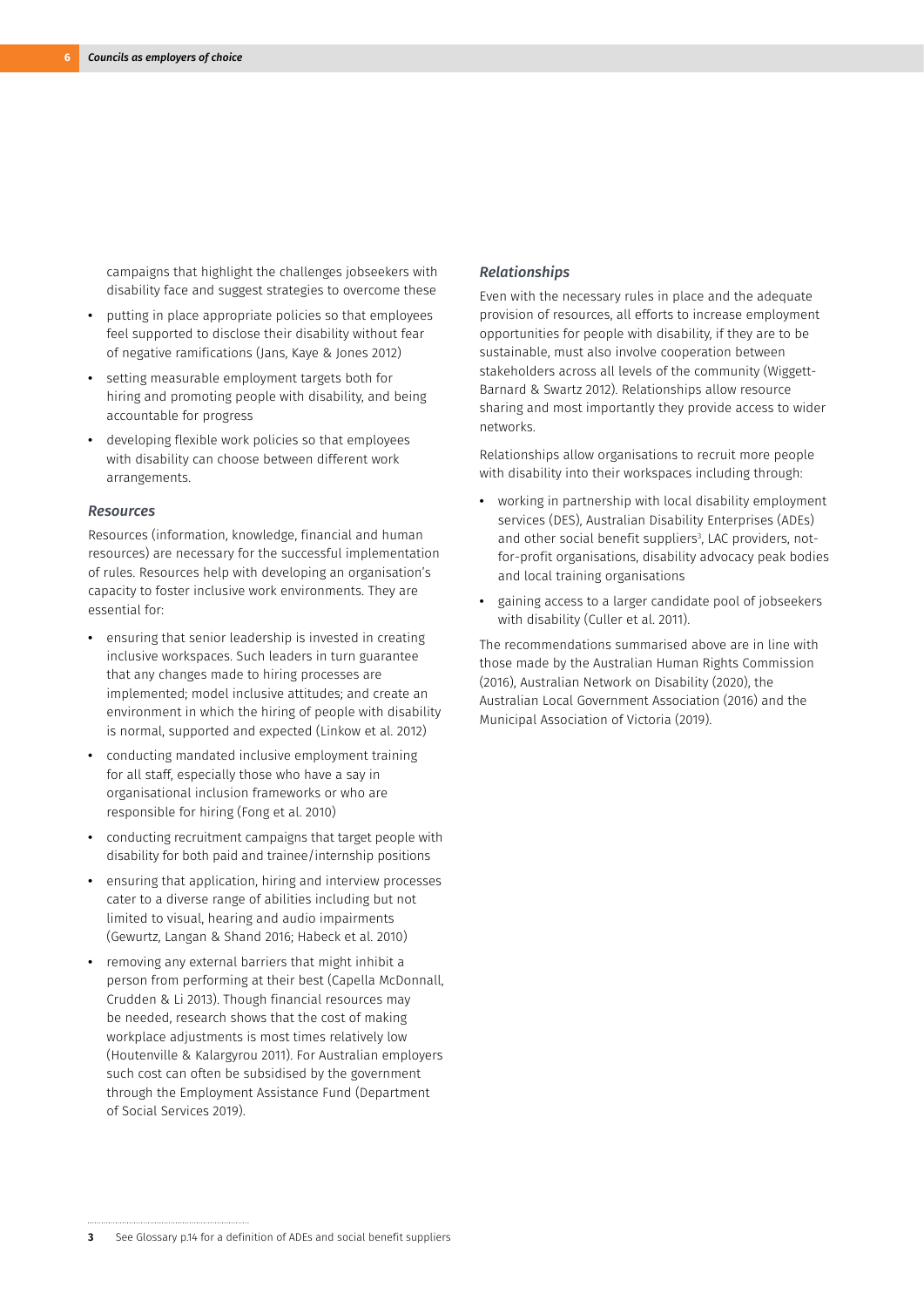campaigns that highlight the challenges jobseekers with disability face and suggest strategies to overcome these

- putting in place appropriate policies so that employees feel supported to disclose their disability without fear of negative ramifications (Jans, Kaye & Jones 2012)
- setting measurable employment targets both for hiring and promoting people with disability, and being accountable for progress
- developing flexible work policies so that employees with disability can choose between different work arrangements.

### *Resources*

Resources (information, knowledge, financial and human resources) are necessary for the successful implementation of rules. Resources help with developing an organisation's capacity to foster inclusive work environments. They are essential for:

- ensuring that senior leadership is invested in creating inclusive workspaces. Such leaders in turn guarantee that any changes made to hiring processes are implemented; model inclusive attitudes; and create an environment in which the hiring of people with disability is normal, supported and expected (Linkow et al. 2012)
- conducting mandated inclusive employment training for all staff, especially those who have a say in organisational inclusion frameworks or who are responsible for hiring (Fong et al. 2010)
- conducting recruitment campaigns that target people with disability for both paid and trainee/internship positions
- ensuring that application, hiring and interview processes cater to a diverse range of abilities including but not limited to visual, hearing and audio impairments (Gewurtz, Langan & Shand 2016; Habeck et al. 2010)
- removing any external barriers that might inhibit a person from performing at their best (Capella McDonnall, Crudden & Li 2013). Though financial resources may be needed, research shows that the cost of making workplace adjustments is most times relatively low (Houtenville & Kalargyrou 2011). For Australian employers such cost can often be subsidised by the government through the Employment Assistance Fund (Department of Social Services 2019).

### *Relationships*

Even with the necessary rules in place and the adequate provision of resources, all efforts to increase employment opportunities for people with disability, if they are to be sustainable, must also involve cooperation between stakeholders across all levels of the community (Wiggett-Barnard & Swartz 2012). Relationships allow resource sharing and most importantly they provide access to wider networks.

Relationships allow organisations to recruit more people with disability into their workspaces including through:

- working in partnership with local disability employment services (DES), Australian Disability Enterprises (ADEs) and other social benefit suppliers[3], LAC providers, not-for-profit organisations, disability advocacy peak bodies and local training organisations
- gaining access to a larger candidate pool of jobseekers with disability (Culler et al. 2011).

The recommendations summarised above are in line with those made by the Australian Human Rights Commission (2016), Australian Network on Disability (2020), the Australian Local Government Association (2016) and the Municipal Association of Victoria (2019).

---

[3] See Glossary p.14 for a definition of ADEs and social benefit suppliers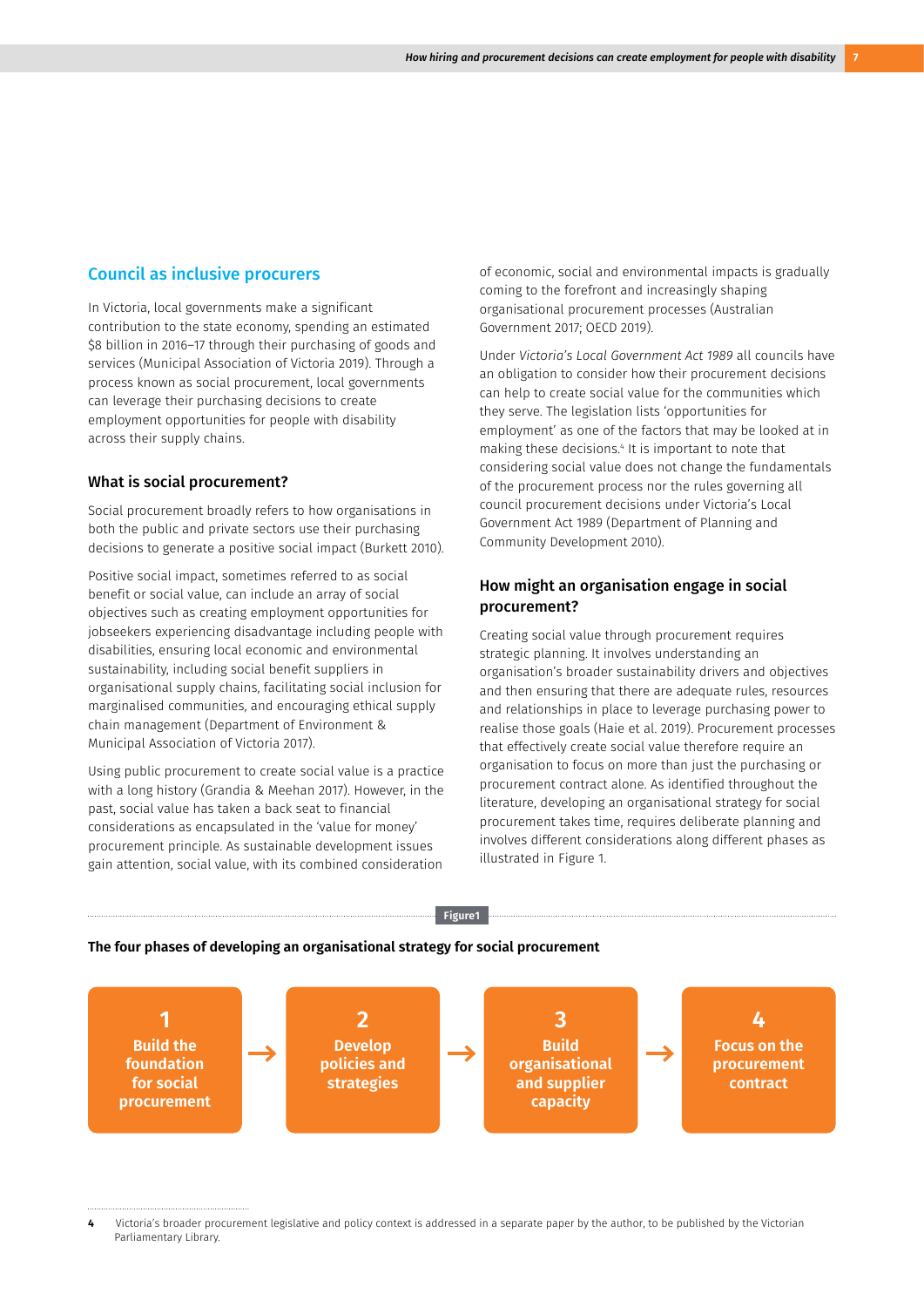## Council as inclusive procurers

In Victoria, local governments make a significant contribution to the state economy, spending an estimated $8 billion in 2016–17 through their purchasing of goods and services (Municipal Association of Victoria 2019). Through a process known as social procurement, local governments can leverage their purchasing decisions to create employment opportunities for people with disability across their supply chains.

### What is social procurement?

Social procurement broadly refers to how organisations in both the public and private sectors use their purchasing decisions to generate a positive social impact (Burkett 2010).

Positive social impact, sometimes referred to as social benefit or social value, can include an array of social objectives such as creating employment opportunities for jobseekers experiencing disadvantage including people with disabilities, ensuring local economic and environmental sustainability, including social benefit suppliers in organisational supply chains, facilitating social inclusion for marginalised communities, and encouraging ethical supply chain management (Department of Environment & Municipal Association of Victoria 2017).

Using public procurement to create social value is a practice with a long history (Grandia & Meehan 2017). However, in the past, social value has taken a back seat to financial considerations as encapsulated in the 'value for money' procurement principle. As sustainable development issues gain attention, social value, with its combined consideration of economic, social and environmental impacts is gradually coming to the forefront and increasingly shaping organisational procurement processes (Australian Government 2017; OECD 2019).

Under *Victoria's Local Government Act 1989* all councils have an obligation to consider how their procurement decisions can help to create social value for the communities which they serve. The legislation lists 'opportunities for employment' as one of the factors that may be looked at in making these decisions.[4] It is important to note that considering social value does not change the fundamentals of the procurement process nor the rules governing all council procurement decisions under Victoria's Local Government Act 1989 (Department of Planning and Community Development 2010).

### How might an organisation engage in social procurement?

Creating social value through procurement requires strategic planning. It involves understanding an organisation's broader sustainability drivers and objectives and then ensuring that there are adequate rules, resources and relationships in place to leverage purchasing power to realise those goals (Haie et al. 2019). Procurement processes that effectively create social value therefore require an organisation to focus on more than just the purchasing or procurement contract alone. As identified throughout the literature, developing an organisational strategy for social procurement takes time, requires deliberate planning and involves different considerations along different phases as illustrated in Figure 1.

Figure1

**The four phases of developing an organisational strategy for social procurement**

**1** Build the foundation for social procurement → **2** Develop policies and strategies → **3** Build organisational and supplier capacity → **4** Focus on the procurement contract

4 Victoria's broader procurement legislative and policy context is addressed in a separate paper by the author, to be published by the Victorian Parliamentary Library.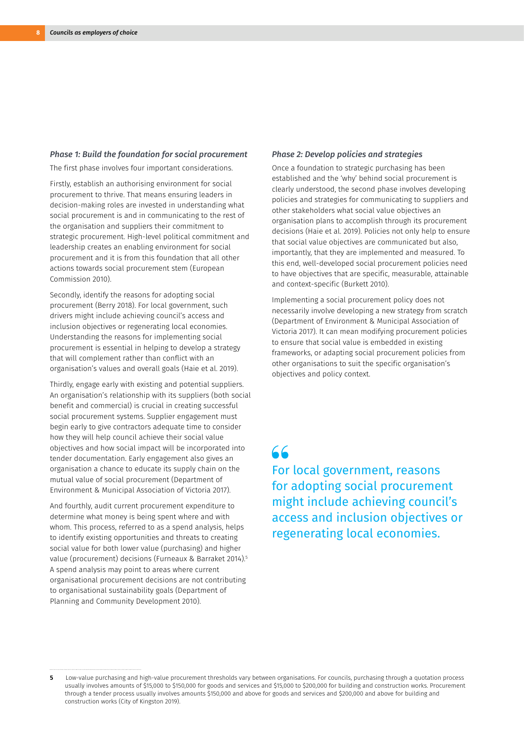### *Phase 1: Build the foundation for social procurement*

The first phase involves four important considerations.

Firstly, establish an authorising environment for social procurement to thrive. That means ensuring leaders in decision-making roles are invested in understanding what social procurement is and in communicating to the rest of the organisation and suppliers their commitment to strategic procurement. High-level political commitment and leadership creates an enabling environment for social procurement and it is from this foundation that all other actions towards social procurement stem (European Commission 2010).

Secondly, identify the reasons for adopting social procurement (Berry 2018). For local government, such drivers might include achieving council's access and inclusion objectives or regenerating local economies. Understanding the reasons for implementing social procurement is essential in helping to develop a strategy that will complement rather than conflict with an organisation's values and overall goals (Haie et al. 2019).

Thirdly, engage early with existing and potential suppliers. An organisation's relationship with its suppliers (both social benefit and commercial) is crucial in creating successful social procurement systems. Supplier engagement must begin early to give contractors adequate time to consider how they will help council achieve their social value objectives and how social impact will be incorporated into tender documentation. Early engagement also gives an organisation a chance to educate its supply chain on the mutual value of social procurement (Department of Environment & Municipal Association of Victoria 2017).

And fourthly, audit current procurement expenditure to determine what money is being spent where and with whom. This process, referred to as a spend analysis, helps to identify existing opportunities and threats to creating social value for both lower value (purchasing) and higher value (procurement) decisions (Furneaux & Barraket 2014).[5] A spend analysis may point to areas where current organisational procurement decisions are not contributing to organisational sustainability goals (Department of Planning and Community Development 2010).

### *Phase 2: Develop policies and strategies*

Once a foundation to strategic purchasing has been established and the 'why' behind social procurement is clearly understood, the second phase involves developing policies and strategies for communicating to suppliers and other stakeholders what social value objectives an organisation plans to accomplish through its procurement decisions (Haie et al. 2019). Policies not only help to ensure that social value objectives are communicated but also, importantly, that they are implemented and measured. To this end, well-developed social procurement policies need to have objectives that are specific, measurable, attainable and context-specific (Burkett 2010).

Implementing a social procurement policy does not necessarily involve developing a new strategy from scratch (Department of Environment & Municipal Association of Victoria 2017). It can mean modifying procurement policies to ensure that social value is embedded in existing frameworks, or adapting social procurement policies from other organisations to suit the specific organisation's objectives and policy context.

> “For local government, reasons for adopting social procurement might include achieving council's access and inclusion objectives or regenerating local economies.

---

[5] Low-value purchasing and high-value procurement thresholds vary between organisations. For councils, purchasing through a quotation process usually involves amounts of $15,000 to $150,000 for goods and services and $15,000 to $200,000 for building and construction works. Procurement through a tender process usually involves amounts $150,000 and above for goods and services and $200,000 and above for building and construction works (City of Kingston 2019).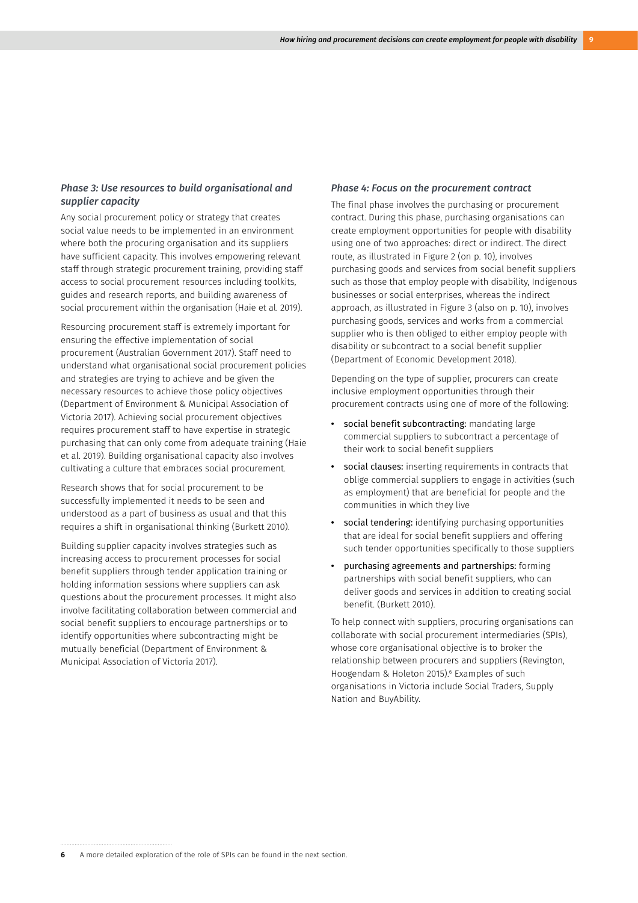### *Phase 3: Use resources to build organisational and supplier capacity*

Any social procurement policy or strategy that creates social value needs to be implemented in an environment where both the procuring organisation and its suppliers have sufficient capacity. This involves empowering relevant staff through strategic procurement training, providing staff access to social procurement resources including toolkits, guides and research reports, and building awareness of social procurement within the organisation (Haie et al. 2019).

Resourcing procurement staff is extremely important for ensuring the effective implementation of social procurement (Australian Government 2017). Staff need to understand what organisational social procurement policies and strategies are trying to achieve and be given the necessary resources to achieve those policy objectives (Department of Environment & Municipal Association of Victoria 2017). Achieving social procurement objectives requires procurement staff to have expertise in strategic purchasing that can only come from adequate training (Haie et al. 2019). Building organisational capacity also involves cultivating a culture that embraces social procurement.

Research shows that for social procurement to be successfully implemented it needs to be seen and understood as a part of business as usual and that this requires a shift in organisational thinking (Burkett 2010).

Building supplier capacity involves strategies such as increasing access to procurement processes for social benefit suppliers through tender application training or holding information sessions where suppliers can ask questions about the procurement processes. It might also involve facilitating collaboration between commercial and social benefit suppliers to encourage partnerships or to identify opportunities where subcontracting might be mutually beneficial (Department of Environment & Municipal Association of Victoria 2017).

### *Phase 4: Focus on the procurement contract*

The final phase involves the purchasing or procurement contract. During this phase, purchasing organisations can create employment opportunities for people with disability using one of two approaches: direct or indirect. The direct route, as illustrated in Figure 2 (on p. 10), involves purchasing goods and services from social benefit suppliers such as those that employ people with disability, Indigenous businesses or social enterprises, whereas the indirect approach, as illustrated in Figure 3 (also on p. 10), involves purchasing goods, services and works from a commercial supplier who is then obliged to either employ people with disability or subcontract to a social benefit supplier (Department of Economic Development 2018).

Depending on the type of supplier, procurers can create inclusive employment opportunities through their procurement contracts using one of more of the following:

- social benefit subcontracting: mandating large commercial suppliers to subcontract a percentage of their work to social benefit suppliers
- social clauses: inserting requirements in contracts that oblige commercial suppliers to engage in activities (such as employment) that are beneficial for people and the communities in which they live
- social tendering: identifying purchasing opportunities that are ideal for social benefit suppliers and offering such tender opportunities specifically to those suppliers
- purchasing agreements and partnerships: forming partnerships with social benefit suppliers, who can deliver goods and services in addition to creating social benefit. (Burkett 2010).

To help connect with suppliers, procuring organisations can collaborate with social procurement intermediaries (SPIs), whose core organisational objective is to broker the relationship between procurers and suppliers (Revington, Hoogendam & Holeton 2015).[6] Examples of such organisations in Victoria include Social Traders, Supply Nation and BuyAbility.

---

6 A more detailed exploration of the role of SPIs can be found in the next section.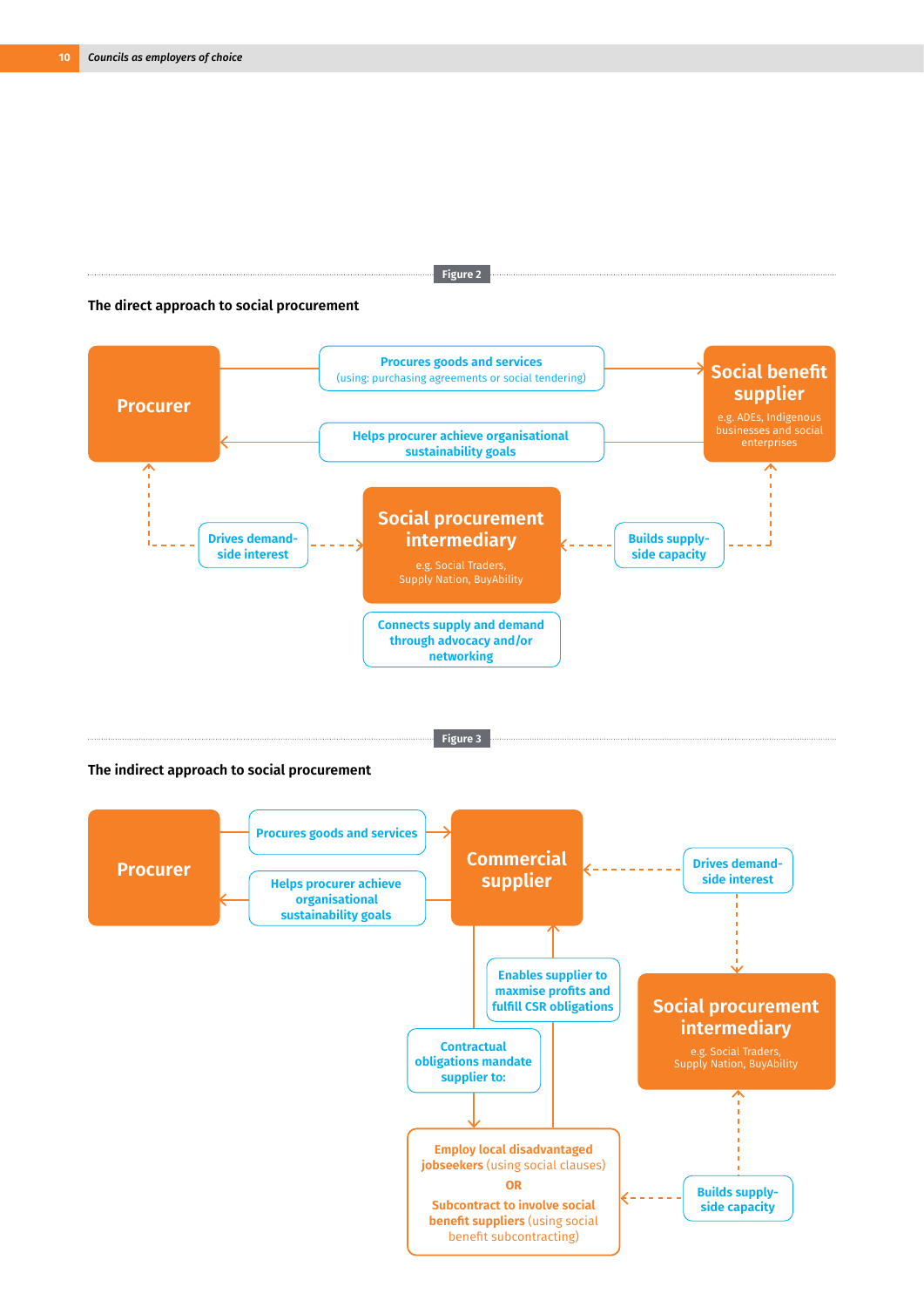Figure 2

**The direct approach to social procurement**

**Procurer**

**Procures goods and services**
(using: purchasing agreements or social tendering)

**Helps procurer achieve organisational sustainability goals**

**Social benefit supplier**
e.g. ADEs, Indigenous businesses and social enterprises

**Drives demand-side interest**

**Social procurement intermediary**
e.g. Social Traders, Supply Nation, BuyAbility

**Builds supply-side capacity**

**Connects supply and demand through advocacy and/or networking**

Figure 3

**The indirect approach to social procurement**

**Procurer**

**Procures goods and services**

**Helps procurer achieve organisational sustainability goals**

**Commercial supplier**

**Drives demand-side interest**

**Enables supplier to maxmise profits and fulfill CSR obligations**

**Social procurement intermediary**
e.g. Social Traders, Supply Nation, BuyAbility

**Contractual obligations mandate supplier to:**

**Employ local disadvantaged jobseekers** (using social clauses)
**OR**
**Subcontract to involve social benefit suppliers** (using social benefit subcontracting)

**Builds supply-side capacity**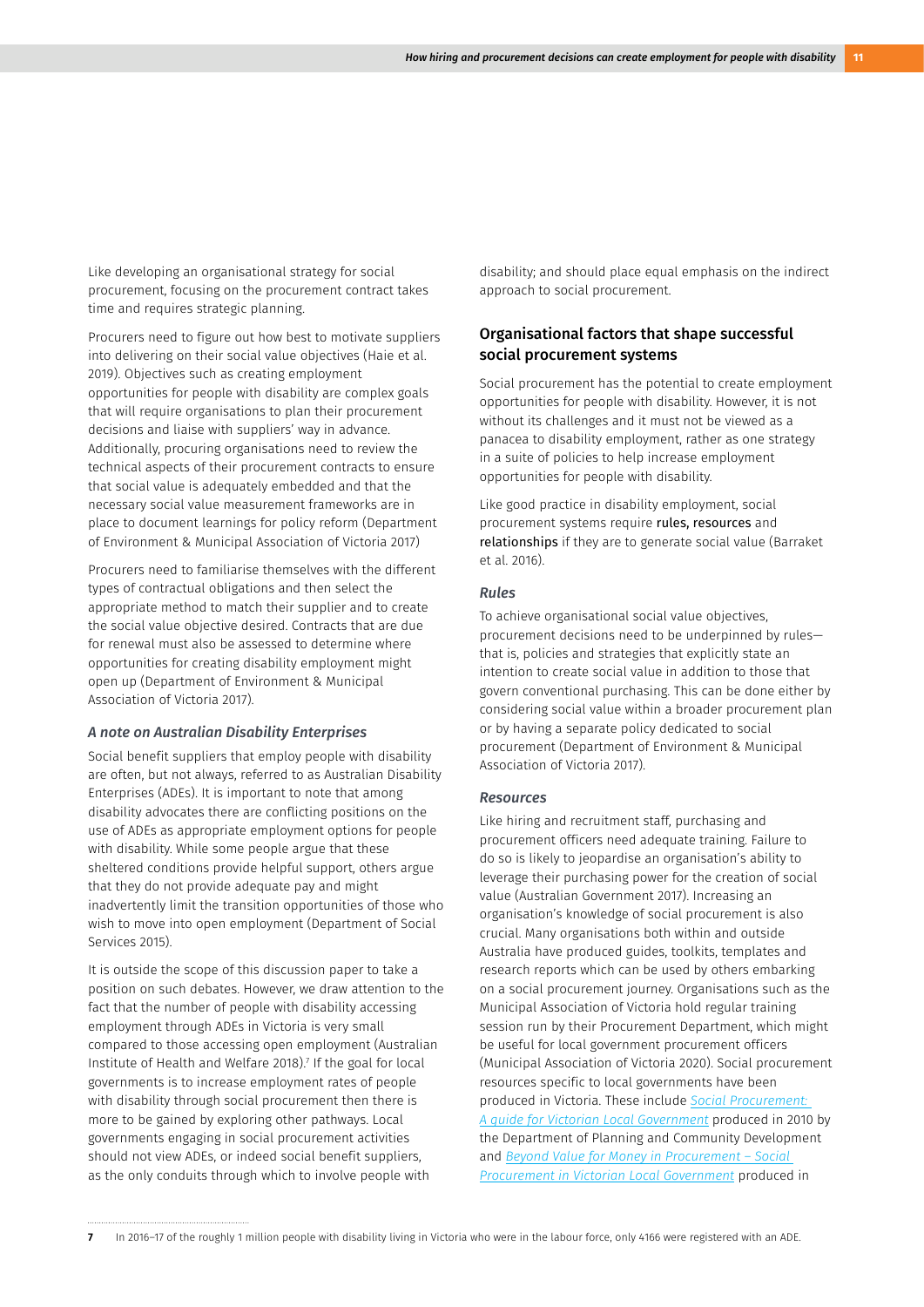Like developing an organisational strategy for social procurement, focusing on the procurement contract takes time and requires strategic planning.

Procurers need to figure out how best to motivate suppliers into delivering on their social value objectives (Haie et al. 2019). Objectives such as creating employment opportunities for people with disability are complex goals that will require organisations to plan their procurement decisions and liaise with suppliers' way in advance. Additionally, procuring organisations need to review the technical aspects of their procurement contracts to ensure that social value is adequately embedded and that the necessary social value measurement frameworks are in place to document learnings for policy reform (Department of Environment & Municipal Association of Victoria 2017)

Procurers need to familiarise themselves with the different types of contractual obligations and then select the appropriate method to match their supplier and to create the social value objective desired. Contracts that are due for renewal must also be assessed to determine where opportunities for creating disability employment might open up (Department of Environment & Municipal Association of Victoria 2017).

### *A note on Australian Disability Enterprises*

Social benefit suppliers that employ people with disability are often, but not always, referred to as Australian Disability Enterprises (ADEs). It is important to note that among disability advocates there are conflicting positions on the use of ADEs as appropriate employment options for people with disability. While some people argue that these sheltered conditions provide helpful support, others argue that they do not provide adequate pay and might inadvertently limit the transition opportunities of those who wish to move into open employment (Department of Social Services 2015).

It is outside the scope of this discussion paper to take a position on such debates. However, we draw attention to the fact that the number of people with disability accessing employment through ADEs in Victoria is very small compared to those accessing open employment (Australian Institute of Health and Welfare 2018).[7] If the goal for local governments is to increase employment rates of people with disability through social procurement then there is more to be gained by exploring other pathways. Local governments engaging in social procurement activities should not view ADEs, or indeed social benefit suppliers, as the only conduits through which to involve people with disability; and should place equal emphasis on the indirect approach to social procurement.

## Organisational factors that shape successful social procurement systems

Social procurement has the potential to create employment opportunities for people with disability. However, it is not without its challenges and it must not be viewed as a panacea to disability employment, rather as one strategy in a suite of policies to help increase employment opportunities for people with disability.

Like good practice in disability employment, social procurement systems require **rules, resources** and **relationships** if they are to generate social value (Barraket et al. 2016).

### *Rules*

To achieve organisational social value objectives, procurement decisions need to be underpinned by rules—that is, policies and strategies that explicitly state an intention to create social value in addition to those that govern conventional purchasing. This can be done either by considering social value within a broader procurement plan or by having a separate policy dedicated to social procurement (Department of Environment & Municipal Association of Victoria 2017).

### *Resources*

Like hiring and recruitment staff, purchasing and procurement officers need adequate training. Failure to do so is likely to jeopardise an organisation's ability to leverage their purchasing power for the creation of social value (Australian Government 2017). Increasing an organisation's knowledge of social procurement is also crucial. Many organisations both within and outside Australia have produced guides, toolkits, templates and research reports which can be used by others embarking on a social procurement journey. Organisations such as the Municipal Association of Victoria hold regular training session run by their Procurement Department, which might be useful for local government procurement officers (Municipal Association of Victoria 2020). Social procurement resources specific to local governments have been produced in Victoria. These include *Social Procurement: A guide for Victorian Local Government* produced in 2010 by the Department of Planning and Community Development and *Beyond Value for Money in Procurement – Social Procurement in Victorian Local Government* produced in

---

[7] In 2016–17 of the roughly 1 million people with disability living in Victoria who were in the labour force, only 4166 were registered with an ADE.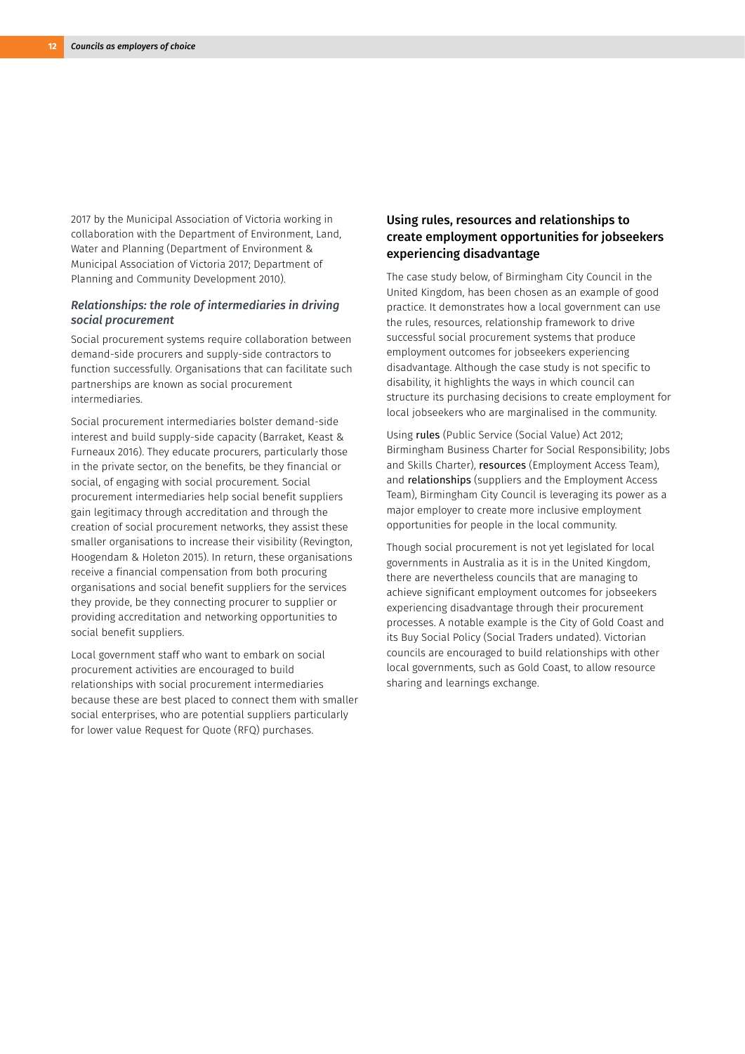2017 by the Municipal Association of Victoria working in collaboration with the Department of Environment, Land, Water and Planning (Department of Environment & Municipal Association of Victoria 2017; Department of Planning and Community Development 2010).

### *Relationships: the role of intermediaries in driving social procurement*

Social procurement systems require collaboration between demand-side procurers and supply-side contractors to function successfully. Organisations that can facilitate such partnerships are known as social procurement intermediaries.

Social procurement intermediaries bolster demand-side interest and build supply-side capacity (Barraket, Keast & Furneaux 2016). They educate procurers, particularly those in the private sector, on the benefits, be they financial or social, of engaging with social procurement. Social procurement intermediaries help social benefit suppliers gain legitimacy through accreditation and through the creation of social procurement networks, they assist these smaller organisations to increase their visibility (Revington, Hoogendam & Holeton 2015). In return, these organisations receive a financial compensation from both procuring organisations and social benefit suppliers for the services they provide, be they connecting procurer to supplier or providing accreditation and networking opportunities to social benefit suppliers.

Local government staff who want to embark on social procurement activities are encouraged to build relationships with social procurement intermediaries because these are best placed to connect them with smaller social enterprises, who are potential suppliers particularly for lower value Request for Quote (RFQ) purchases.

### Using rules, resources and relationships to create employment opportunities for jobseekers experiencing disadvantage

The case study below, of Birmingham City Council in the United Kingdom, has been chosen as an example of good practice. It demonstrates how a local government can use the rules, resources, relationship framework to drive successful social procurement systems that produce employment outcomes for jobseekers experiencing disadvantage. Although the case study is not specific to disability, it highlights the ways in which council can structure its purchasing decisions to create employment for local jobseekers who are marginalised in the community.

Using **rules** (Public Service (Social Value) Act 2012; Birmingham Business Charter for Social Responsibility; Jobs and Skills Charter), **resources** (Employment Access Team), and **relationships** (suppliers and the Employment Access Team), Birmingham City Council is leveraging its power as a major employer to create more inclusive employment opportunities for people in the local community.

Though social procurement is not yet legislated for local governments in Australia as it is in the United Kingdom, there are nevertheless councils that are managing to achieve significant employment outcomes for jobseekers experiencing disadvantage through their procurement processes. A notable example is the City of Gold Coast and its Buy Social Policy (Social Traders undated). Victorian councils are encouraged to build relationships with other local governments, such as Gold Coast, to allow resource sharing and learnings exchange.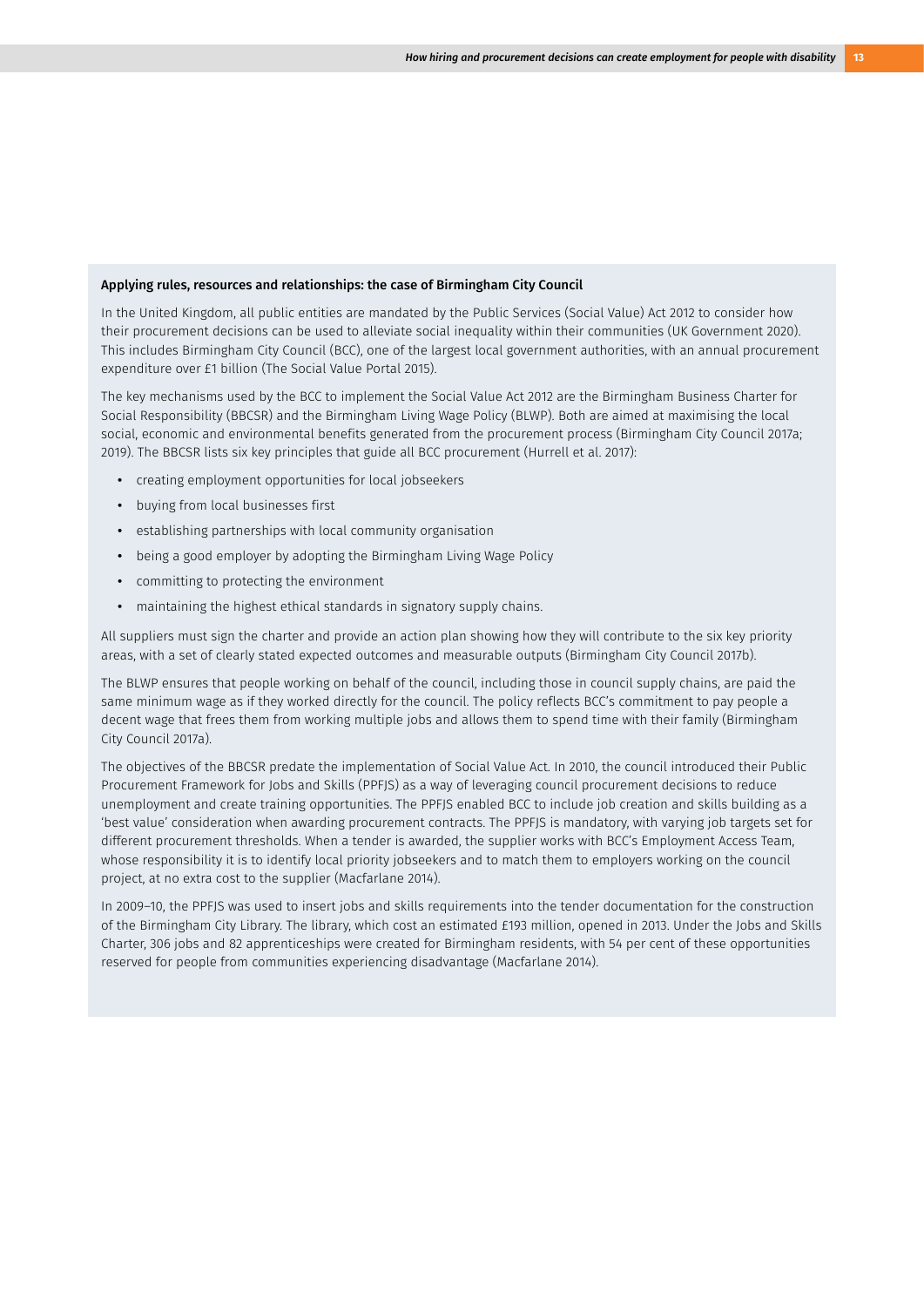**Applying rules, resources and relationships: the case of Birmingham City Council**

In the United Kingdom, all public entities are mandated by the Public Services (Social Value) Act 2012 to consider how their procurement decisions can be used to alleviate social inequality within their communities (UK Government 2020). This includes Birmingham City Council (BCC), one of the largest local government authorities, with an annual procurement expenditure over £1 billion (The Social Value Portal 2015).

The key mechanisms used by the BCC to implement the Social Value Act 2012 are the Birmingham Business Charter for Social Responsibility (BBCSR) and the Birmingham Living Wage Policy (BLWP). Both are aimed at maximising the local social, economic and environmental benefits generated from the procurement process (Birmingham City Council 2017a; 2019). The BBCSR lists six key principles that guide all BCC procurement (Hurrell et al. 2017):

- creating employment opportunities for local jobseekers
- buying from local businesses first
- establishing partnerships with local community organisation
- being a good employer by adopting the Birmingham Living Wage Policy
- committing to protecting the environment
- maintaining the highest ethical standards in signatory supply chains.

All suppliers must sign the charter and provide an action plan showing how they will contribute to the six key priority areas, with a set of clearly stated expected outcomes and measurable outputs (Birmingham City Council 2017b).

The BLWP ensures that people working on behalf of the council, including those in council supply chains, are paid the same minimum wage as if they worked directly for the council. The policy reflects BCC's commitment to pay people a decent wage that frees them from working multiple jobs and allows them to spend time with their family (Birmingham City Council 2017a).

The objectives of the BBCSR predate the implementation of Social Value Act. In 2010, the council introduced their Public Procurement Framework for Jobs and Skills (PPFJS) as a way of leveraging council procurement decisions to reduce unemployment and create training opportunities. The PPFJS enabled BCC to include job creation and skills building as a 'best value' consideration when awarding procurement contracts. The PPFJS is mandatory, with varying job targets set for different procurement thresholds. When a tender is awarded, the supplier works with BCC's Employment Access Team, whose responsibility it is to identify local priority jobseekers and to match them to employers working on the council project, at no extra cost to the supplier (Macfarlane 2014).

In 2009–10, the PPFJS was used to insert jobs and skills requirements into the tender documentation for the construction of the Birmingham City Library. The library, which cost an estimated £193 million, opened in 2013. Under the Jobs and Skills Charter, 306 jobs and 82 apprenticeships were created for Birmingham residents, with 54 per cent of these opportunities reserved for people from communities experiencing disadvantage (Macfarlane 2014).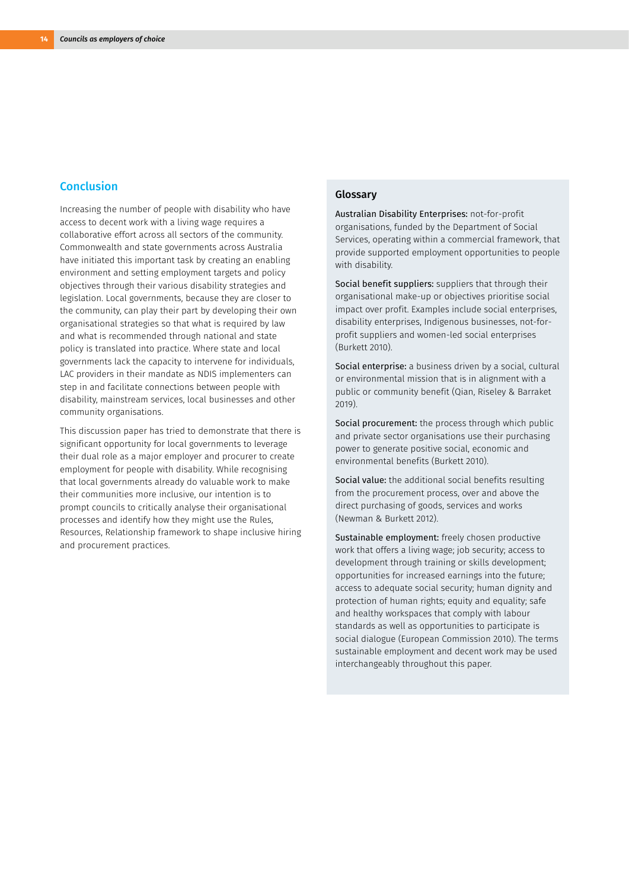## Conclusion

Increasing the number of people with disability who have access to decent work with a living wage requires a collaborative effort across all sectors of the community. Commonwealth and state governments across Australia have initiated this important task by creating an enabling environment and setting employment targets and policy objectives through their various disability strategies and legislation. Local governments, because they are closer to the community, can play their part by developing their own organisational strategies so that what is required by law and what is recommended through national and state policy is translated into practice. Where state and local governments lack the capacity to intervene for individuals, LAC providers in their mandate as NDIS implementers can step in and facilitate connections between people with disability, mainstream services, local businesses and other community organisations.

This discussion paper has tried to demonstrate that there is significant opportunity for local governments to leverage their dual role as a major employer and procurer to create employment for people with disability. While recognising that local governments already do valuable work to make their communities more inclusive, our intention is to prompt councils to critically analyse their organisational processes and identify how they might use the Rules, Resources, Relationship framework to shape inclusive hiring and procurement practices.

## Glossary

**Australian Disability Enterprises:** not-for-profit organisations, funded by the Department of Social Services, operating within a commercial framework, that provide supported employment opportunities to people with disability.

**Social benefit suppliers:** suppliers that through their organisational make-up or objectives prioritise social impact over profit. Examples include social enterprises, disability enterprises, Indigenous businesses, not-for-profit suppliers and women-led social enterprises (Burkett 2010).

**Social enterprise:** a business driven by a social, cultural or environmental mission that is in alignment with a public or community benefit (Qian, Riseley & Barraket 2019).

**Social procurement:** the process through which public and private sector organisations use their purchasing power to generate positive social, economic and environmental benefits (Burkett 2010).

**Social value:** the additional social benefits resulting from the procurement process, over and above the direct purchasing of goods, services and works (Newman & Burkett 2012).

**Sustainable employment:** freely chosen productive work that offers a living wage; job security; access to development through training or skills development; opportunities for increased earnings into the future; access to adequate social security; human dignity and protection of human rights; equity and equality; safe and healthy workspaces that comply with labour standards as well as opportunities to participate is social dialogue (European Commission 2010). The terms sustainable employment and decent work may be used interchangeably throughout this paper.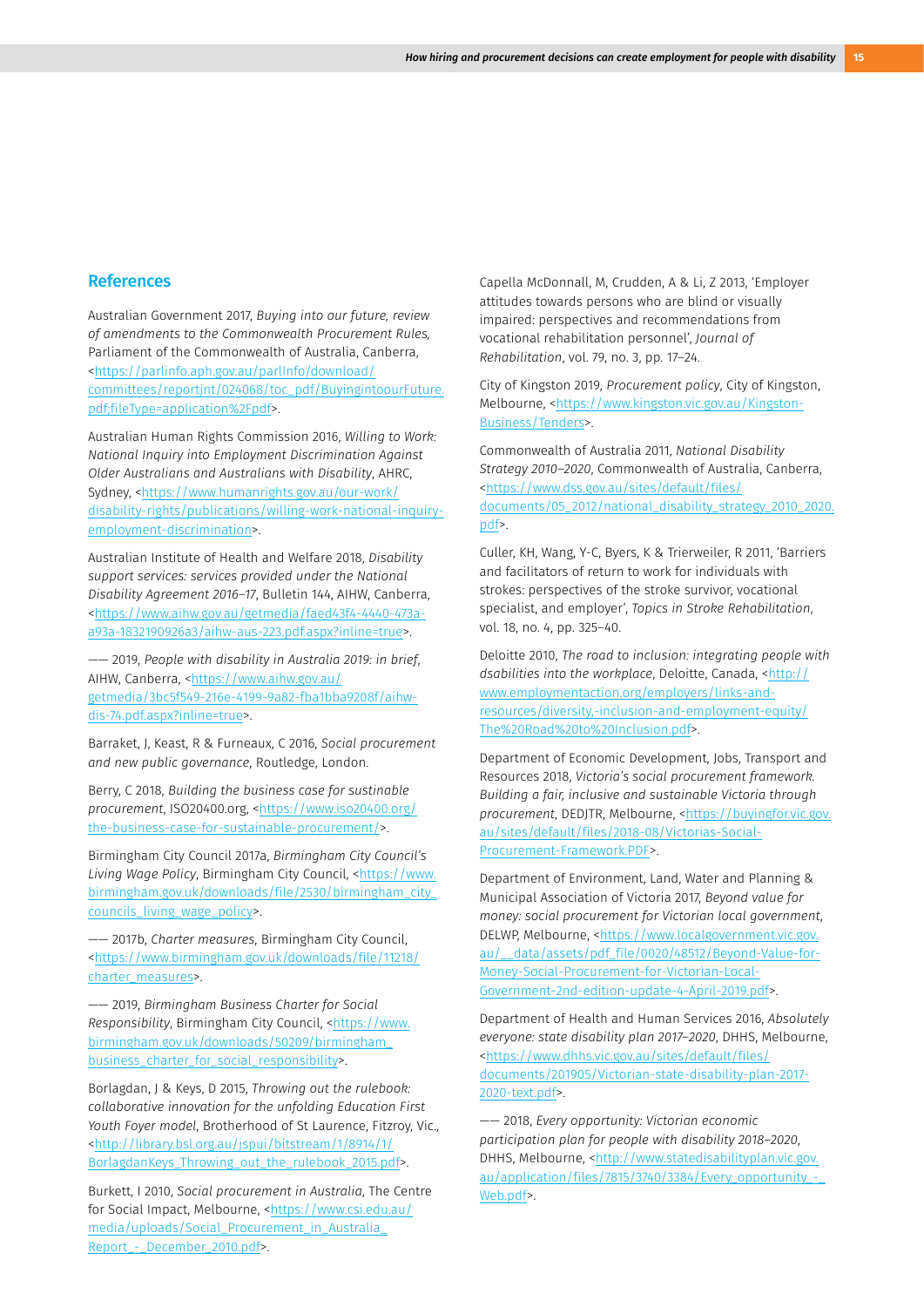## References

Australian Government 2017, *Buying into our future, review of amendments to the Commonwealth Procurement Rules*, Parliament of the Commonwealth of Australia, Canberra, <https://parlinfo.aph.gov.au/parlInfo/download/committees/reportjnt/024068/toc_pdf/BuyingintoourFuture.pdf;fileType=application%2Fpdf>.

Australian Human Rights Commission 2016, *Willing to Work: National Inquiry into Employment Discrimination Against Older Australians and Australians with Disability*, AHRC, Sydney, <https://www.humanrights.gov.au/our-work/disability-rights/publications/willing-work-national-inquiry-employment-discrimination>.

Australian Institute of Health and Welfare 2018, *Disability support services: services provided under the National Disability Agreement 2016–17*, Bulletin 144, AIHW, Canberra, <https://www.aihw.gov.au/getmedia/faed43f4-4440-473a-a93a-1832190926a3/aihw-aus-223.pdf.aspx?inline=true>.

—— 2019, *People with disability in Australia 2019: in brief*, AIHW, Canberra, <https://www.aihw.gov.au/getmedia/3bc5f549-216e-4199-9a82-fba1bba9208f/aihw-dis-74.pdf.aspx?inline=true>.

Barraket, J, Keast, R & Furneaux, C 2016, *Social procurement and new public governance*, Routledge, London.

Berry, C 2018, *Building the business case for sustainable procurement*, ISO20400.org, <https://www.iso20400.org/the-business-case-for-sustainable-procurement/>.

Birmingham City Council 2017a, *Birmingham City Council's Living Wage Policy*, Birmingham City Council, <https://www.birmingham.gov.uk/downloads/file/2530/birmingham_city_councils_living_wage_policy>.

—— 2017b, *Charter measures*, Birmingham City Council, <https://www.birmingham.gov.uk/downloads/file/11218/charter_measures>.

—— 2019, *Birmingham Business Charter for Social Responsibility*, Birmingham City Council, <https://www.birmingham.gov.uk/downloads/50209/birmingham_business_charter_for_social_responsibility>.

Borlagdan, J & Keys, D 2015, *Throwing out the rulebook: collaborative innovation for the unfolding Education First Youth Foyer model*, Brotherhood of St Laurence, Fitzroy, Vic., <http://library.bsl.org.au/jspui/bitstream/1/8914/1/BorlagdanKeys_Throwing_out_the_rulebook_2015.pdf>.

Burkett, I 2010, *Social procurement in Australia*, The Centre for Social Impact, Melbourne, <https://www.csi.edu.au/media/uploads/Social_Procurement_in_Australia_Report_-_December_2010.pdf>.

Capella McDonnall, M, Crudden, A & Li, Z 2013, 'Employer attitudes towards persons who are blind or visually impaired: perspectives and recommendations from vocational rehabilitation personnel', *Journal of Rehabilitation*, vol. 79, no. 3, pp. 17–24.

City of Kingston 2019, *Procurement policy*, City of Kingston, Melbourne, <https://www.kingston.vic.gov.au/Kingston-Business/Tenders>.

Commonwealth of Australia 2011, *National Disability Strategy 2010–2020*, Commonwealth of Australia, Canberra, <https://www.dss.gov.au/sites/default/files/documents/05_2012/national_disability_strategy_2010_2020.pdf>.

Culler, KH, Wang, Y-C, Byers, K & Trierweiler, R 2011, 'Barriers and facilitators of return to work for individuals with strokes: perspectives of the stroke survivor, vocational specialist, and employer', *Topics in Stroke Rehabilitation*, vol. 18, no. 4, pp. 325–40.

Deloitte 2010, *The road to inclusion: integrating people with dsabilities into the workplace*, Deloitte, Canada, <http://www.employmentaction.org/employers/links-and-resources/diversity,-inclusion-and-employment-equity/The%20Road%20to%20Inclusion.pdf>.

Department of Economic Development, Jobs, Transport and Resources 2018, *Victoria's social procurement framework. Building a fair, inclusive and sustainable Victoria through procurement*, DEDJTR, Melbourne, <https://buyingfor.vic.gov.au/sites/default/files/2018-08/Victorias-Social-Procurement-Framework.PDF>.

Department of Environment, Land, Water and Planning & Municipal Association of Victoria 2017, *Beyond value for money: social procurement for Victorian local government*, DELWP, Melbourne, <https://www.localgovernment.vic.gov.au/__data/assets/pdf_file/0020/48512/Beyond-Value-for-Money-Social-Procurement-for-Victorian-Local-Government-2nd-edition-update-4-April-2019.pdf>.

Department of Health and Human Services 2016, *Absolutely everyone: state disability plan 2017–2020*, DHHS, Melbourne, <https://www.dhhs.vic.gov.au/sites/default/files/documents/201905/Victorian-state-disability-plan-2017-2020-text.pdf>.

—— 2018, *Every opportunity: Victorian economic participation plan for people with disability 2018–2020*, DHHS, Melbourne, <http://www.statedisabilityplan.vic.gov.au/application/files/7815/3740/3384/Every_opportunity_-_Web.pdf>.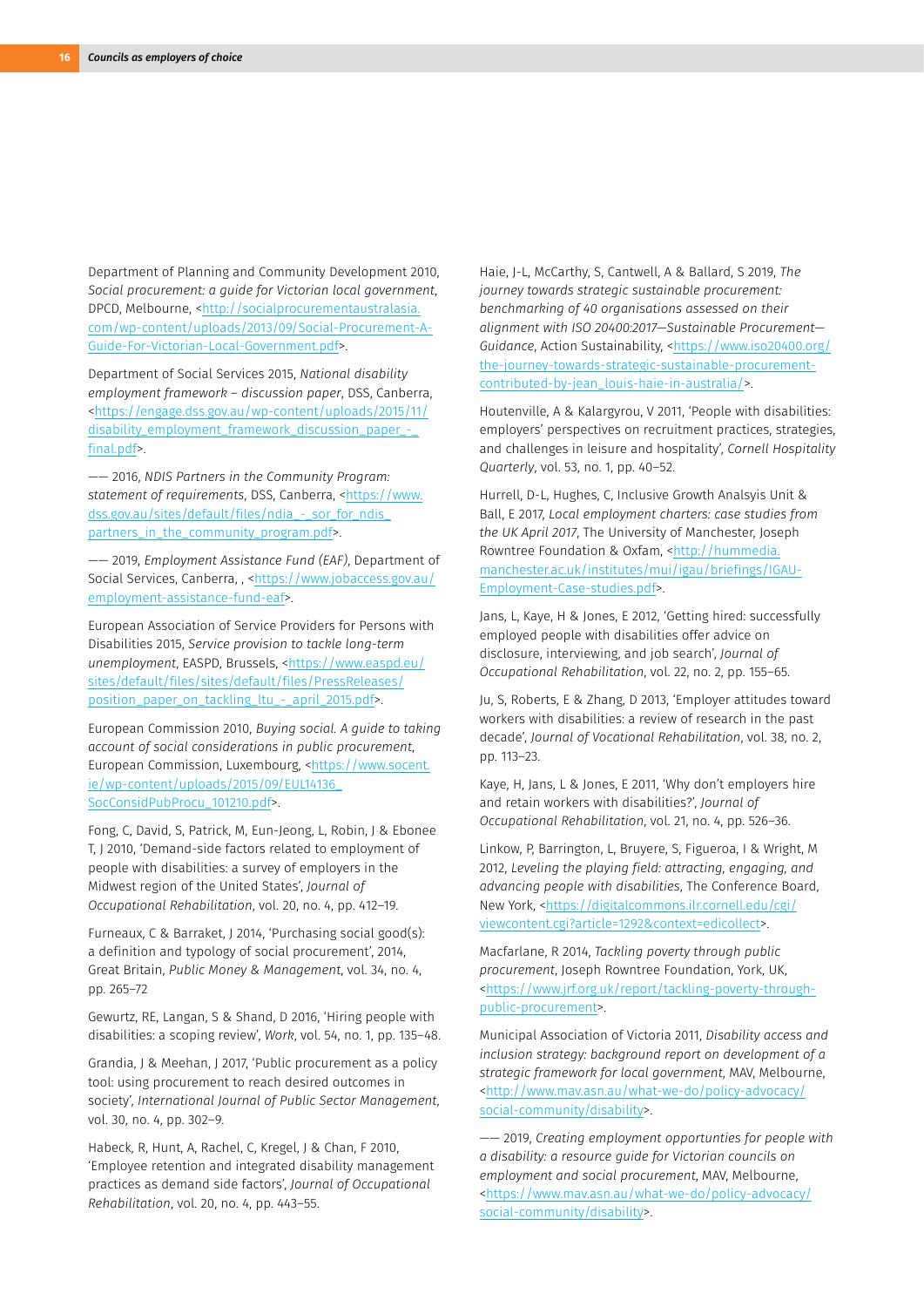Department of Planning and Community Development 2010, *Social procurement: a guide for Victorian local government*, DPCD, Melbourne, <http://socialprocurementaustralasia.com/wp-content/uploads/2013/09/Social-Procurement-A-Guide-For-Victorian-Local-Government.pdf>.

Department of Social Services 2015, *National disability employment framework – discussion paper*, DSS, Canberra, <https://engage.dss.gov.au/wp-content/uploads/2015/11/disability_employment_framework_discussion_paper_-_final.pdf>.

—— 2016, *NDIS Partners in the Community Program: statement of requirements*, DSS, Canberra, <https://www.dss.gov.au/sites/default/files/ndia_-_sor_for_ndis_partners_in_the_community_program.pdf>.

—— 2019, *Employment Assistance Fund (EAF)*, Department of Social Services, Canberra, , <https://www.jobaccess.gov.au/employment-assistance-fund-eaf>.

European Association of Service Providers for Persons with Disabilities 2015, *Service provision to tackle long-term unemployment*, EASPD, Brussels, <https://www.easpd.eu/sites/default/files/sites/default/files/PressReleases/position_paper_on_tackling_ltu_-_april_2015.pdf>.

European Commission 2010, *Buying social. A guide to taking account of social considerations in public procurement*, European Commission, Luxembourg, <https://www.socent.ie/wp-content/uploads/2015/09/EUL14136_SocConsidPubProcu_101210.pdf>.

Fong, C, David, S, Patrick, M, Eun-Jeong, L, Robin, J & Ebonee T, J 2010, 'Demand-side factors related to employment of people with disabilities: a survey of employers in the Midwest region of the United States', *Journal of Occupational Rehabilitation*, vol. 20, no. 4, pp. 412–19.

Furneaux, C & Barraket, J 2014, 'Purchasing social good(s): a definition and typology of social procurement', 2014, Great Britain, *Public Money & Management*, vol. 34, no. 4, pp. 265–72

Gewurtz, RE, Langan, S & Shand, D 2016, 'Hiring people with disabilities: a scoping review', *Work*, vol. 54, no. 1, pp. 135–48.

Grandia, J & Meehan, J 2017, 'Public procurement as a policy tool: using procurement to reach desired outcomes in society', *International Journal of Public Sector Management*, vol. 30, no. 4, pp. 302–9.

Habeck, R, Hunt, A, Rachel, C, Kregel, J & Chan, F 2010, 'Employee retention and integrated disability management practices as demand side factors', *Journal of Occupational Rehabilitation*, vol. 20, no. 4, pp. 443–55.

Haie, J-L, McCarthy, S, Cantwell, A & Ballard, S 2019, *The journey towards strategic sustainable procurement: benchmarking of 40 organisations assessed on their alignment with ISO 20400:2017—Sustainable Procurement—Guidance*, Action Sustainability, <https://www.iso20400.org/the-journey-towards-strategic-sustainable-procurement-contributed-by-jean_louis-haie-in-australia/>.

Houtenville, A & Kalargyrou, V 2011, 'People with disabilities: employers' perspectives on recruitment practices, strategies, and challenges in leisure and hospitality', *Cornell Hospitality Quarterly*, vol. 53, no. 1, pp. 40–52.

Hurrell, D-L, Hughes, C, Inclusive Growth Analsyis Unit & Ball, E 2017, *Local employment charters: case studies from the UK April 2017*, The University of Manchester, Joseph Rowntree Foundation & Oxfam, <http://hummedia.manchester.ac.uk/institutes/mui/igau/briefings/IGAU-Employment-Case-studies.pdf>.

Jans, L, Kaye, H & Jones, E 2012, 'Getting hired: successfully employed people with disabilities offer advice on disclosure, interviewing, and job search', *Journal of Occupational Rehabilitation*, vol. 22, no. 2, pp. 155–65.

Ju, S, Roberts, E & Zhang, D 2013, 'Employer attitudes toward workers with disabilities: a review of research in the past decade', *Journal of Vocational Rehabilitation*, vol. 38, no. 2, pp. 113–23.

Kaye, H, Jans, L & Jones, E 2011, 'Why don't employers hire and retain workers with disabilities?', *Journal of Occupational Rehabilitation*, vol. 21, no. 4, pp. 526–36.

Linkow, P, Barrington, L, Bruyere, S, Figueroa, I & Wright, M 2012, *Leveling the playing field: attracting, engaging, and advancing people with disabilities*, The Conference Board, New York, <https://digitalcommons.ilr.cornell.edu/cgi/viewcontent.cgi?article=1292&context=edicollect>.

Macfarlane, R 2014, *Tackling poverty through public procurement*, Joseph Rowntree Foundation, York, UK, <https://www.jrf.org.uk/report/tackling-poverty-through-public-procurement>.

Municipal Association of Victoria 2011, *Disability access and inclusion strategy: background report on development of a strategic framework for local government*, MAV, Melbourne, <http://www.mav.asn.au/what-we-do/policy-advocacy/social-community/disability>.

—— 2019, *Creating employment opportunities for people with a disability: a resource guide for Victorian councils on employment and social procurement*, MAV, Melbourne, <https://www.mav.asn.au/what-we-do/policy-advocacy/social-community/disability>.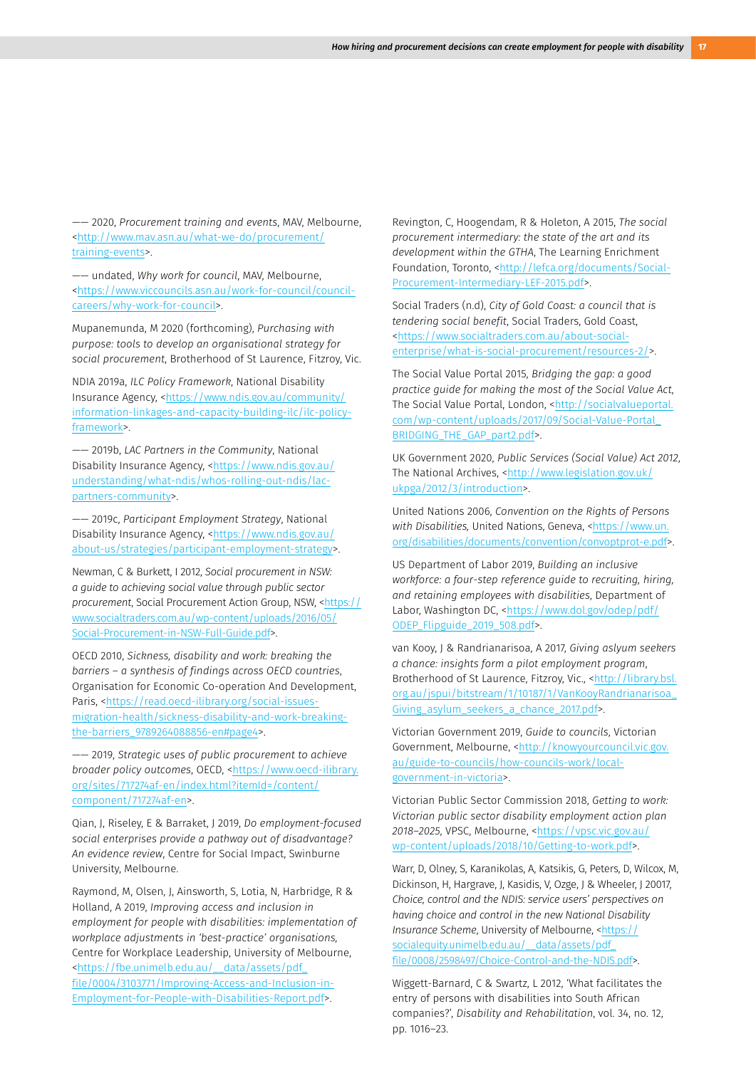—— 2020, *Procurement training and events*, MAV, Melbourne, <http://www.mav.asn.au/what-we-do/procurement/training-events>.

—— undated, *Why work for council*, MAV, Melbourne, <https://www.viccouncils.asn.au/work-for-council/council-careers/why-work-for-council>.

Mupanemunda, M 2020 (forthcoming), *Purchasing with purpose: tools to develop an organisational strategy for social procurement*, Brotherhood of St Laurence, Fitzroy, Vic.

NDIA 2019a, *ILC Policy Framework*, National Disability Insurance Agency, <https://www.ndis.gov.au/community/information-linkages-and-capacity-building-ilc/ilc-policy-framework>.

—— 2019b, *LAC Partners in the Community*, National Disability Insurance Agency, <https://www.ndis.gov.au/understanding/what-ndis/whos-rolling-out-ndis/lac-partners-community>.

—— 2019c, *Participant Employment Strategy*, National Disability Insurance Agency, <https://www.ndis.gov.au/about-us/strategies/participant-employment-strategy>.

Newman, C & Burkett, I 2012, *Social procurement in NSW: a guide to achieving social value through public sector procurement*, Social Procurement Action Group, NSW, <https://www.socialtraders.com.au/wp-content/uploads/2016/05/Social-Procurement-in-NSW-Full-Guide.pdf>.

OECD 2010, *Sickness, disability and work: breaking the barriers – a synthesis of findings across OECD countries*, Organisation for Economic Co-operation And Development, Paris, <https://read.oecd-ilibrary.org/social-issues-migration-health/sickness-disability-and-work-breaking-the-barriers_9789264088856-en#page4>.

—— 2019, *Strategic uses of public procurement to achieve broader policy outcomes*, OECD, <https://www.oecd-ilibrary.org/sites/717274af-en/index.html?itemId=/content/component/717274af-en>.

Qian, J, Riseley, E & Barraket, J 2019, *Do employment-focused social enterprises provide a pathway out of disadvantage? An evidence review*, Centre for Social Impact, Swinburne University, Melbourne.

Raymond, M, Olsen, J, Ainsworth, S, Lotia, N, Harbridge, R & Holland, A 2019, *Improving access and inclusion in employment for people with disabilities: implementation of workplace adjustments in 'best-practice' organisations*, Centre for Workplace Leadership, University of Melbourne, <https://fbe.unimelb.edu.au/__data/assets/pdf_file/0004/3103771/Improving-Access-and-Inclusion-in-Employment-for-People-with-Disabilities-Report.pdf>.

Revington, C, Hoogendam, R & Holeton, A 2015, *The social procurement intermediary: the state of the art and its development within the GTHA*, The Learning Enrichment Foundation, Toronto, <http://lefca.org/documents/Social-Procurement-Intermediary-LEF-2015.pdf>.

Social Traders (n.d), *City of Gold Coast: a council that is tendering social benefit*, Social Traders, Gold Coast, <https://www.socialtraders.com.au/about-social-enterprise/what-is-social-procurement/resources-2/>.

The Social Value Portal 2015, *Bridging the gap: a good practice guide for making the most of the Social Value Act*, The Social Value Portal, London, <http://socialvalueportal.com/wp-content/uploads/2017/09/Social-Value-Portal_BRIDGING_THE_GAP_part2.pdf>.

UK Government 2020, *Public Services (Social Value) Act 2012*, The National Archives, <http://www.legislation.gov.uk/ukpga/2012/3/introduction>.

United Nations 2006, *Convention on the Rights of Persons with Disabilities*, United Nations, Geneva, <https://www.un.org/disabilities/documents/convention/convoptprot-e.pdf>.

US Department of Labor 2019, *Building an inclusive workforce: a four-step reference guide to recruiting, hiring, and retaining employees with disabilities*, Department of Labor, Washington DC, <https://www.dol.gov/odep/pdf/ODEP_Flipguide_2019_508.pdf>.

van Kooy, J & Randrianarisoa, A 2017, *Giving aslyum seekers a chance: insights form a pilot employment program*, Brotherhood of St Laurence, Fitzroy, Vic., <http://library.bsl.org.au/jspui/bitstream/1/10187/1/VanKooyRandrianarisoa_Giving_asylum_seekers_a_chance_2017.pdf>.

Victorian Government 2019, *Guide to councils*, Victorian Government, Melbourne, <http://knowyourcouncil.vic.gov.au/guide-to-councils/how-councils-work/local-government-in-victoria>.

Victorian Public Sector Commission 2018, *Getting to work: Victorian public sector disability employment action plan 2018–2025*, VPSC, Melbourne, <https://vpsc.vic.gov.au/wp-content/uploads/2018/10/Getting-to-work.pdf>.

Warr, D, Olney, S, Karanikolas, A, Katsikis, G, Peters, D, Wilcox, M, Dickinson, H, Hargrave, J, Kasidis, V, Ozge, J & Wheeler, J 20017, *Choice, control and the NDIS: service users' perspectives on having choice and control in the new National Disability Insurance Scheme*, University of Melbourne, <https://socialequity.unimelb.edu.au/__data/assets/pdf_file/0008/2598497/Choice-Control-and-the-NDIS.pdf>.

Wiggett-Barnard, C & Swartz, L 2012, 'What facilitates the entry of persons with disabilities into South African companies?', *Disability and Rehabilitation*, vol. 34, no. 12, pp. 1016–23.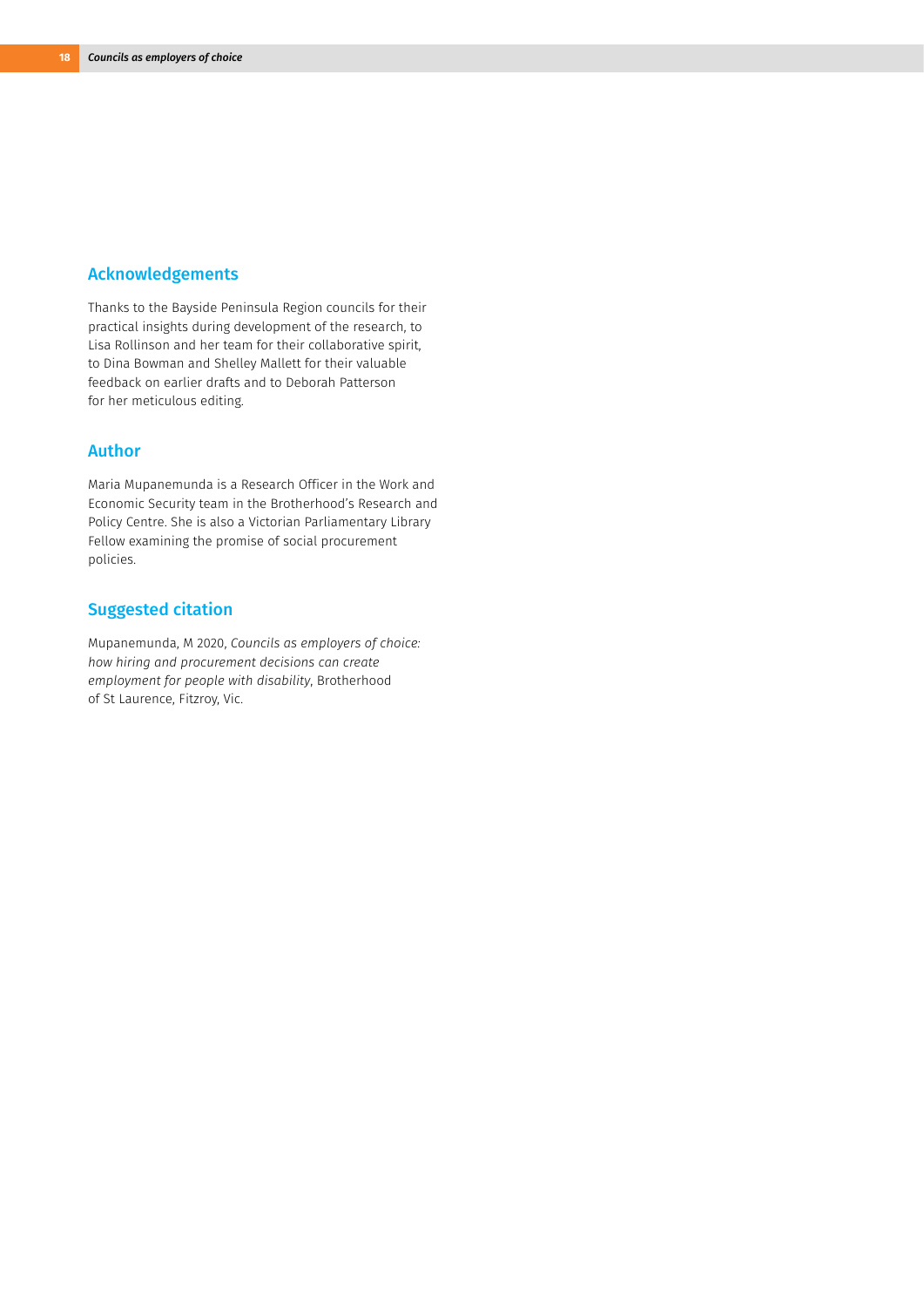## Acknowledgements

Thanks to the Bayside Peninsula Region councils for their practical insights during development of the research, to Lisa Rollinson and her team for their collaborative spirit, to Dina Bowman and Shelley Mallett for their valuable feedback on earlier drafts and to Deborah Patterson for her meticulous editing.

## Author

Maria Mupanemunda is a Research Officer in the Work and Economic Security team in the Brotherhood's Research and Policy Centre. She is also a Victorian Parliamentary Library Fellow examining the promise of social procurement policies.

## Suggested citation

Mupanemunda, M 2020, *Councils as employers of choice: how hiring and procurement decisions can create employment for people with disability*, Brotherhood of St Laurence, Fitzroy, Vic.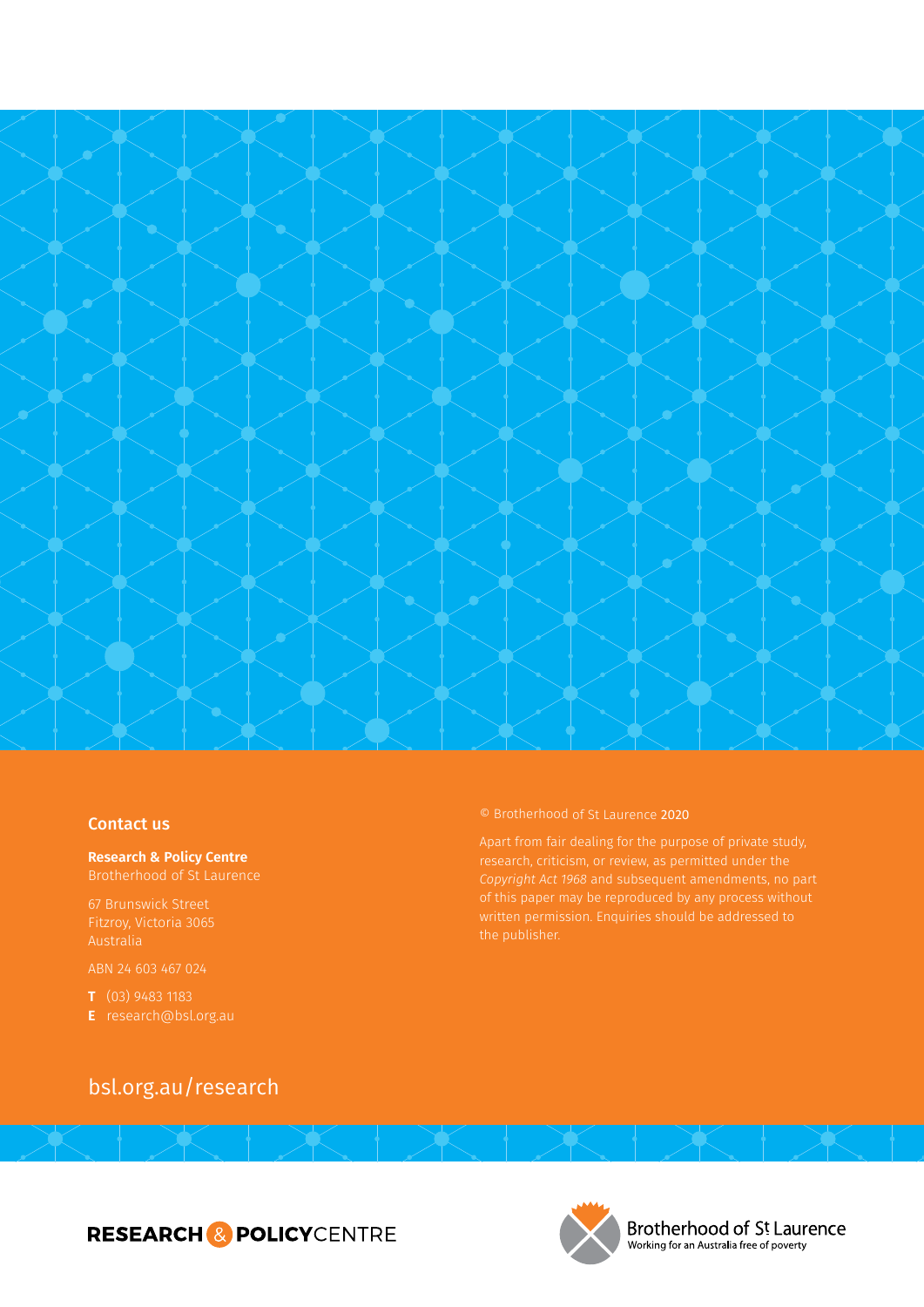## Contact us

**Research & Policy Centre**
Brotherhood of St Laurence

67 Brunswick Street
Fitzroy, Victoria 3065
Australia

ABN 24 603 467 024

**T** (03) 9483 1183
**E** research@bsl.org.au

bsl.org.au/research

© Brotherhood of St Laurence 2020

Apart from fair dealing for the purpose of private study, research, criticism, or review, as permitted under the *Copyright Act 1968* and subsequent amendments, no part of this paper may be reproduced by any process without written permission. Enquiries should be addressed to the publisher.

RESEARCH & POLICY CENTRE

Brotherhood of St Laurence
Working for an Australia free of poverty